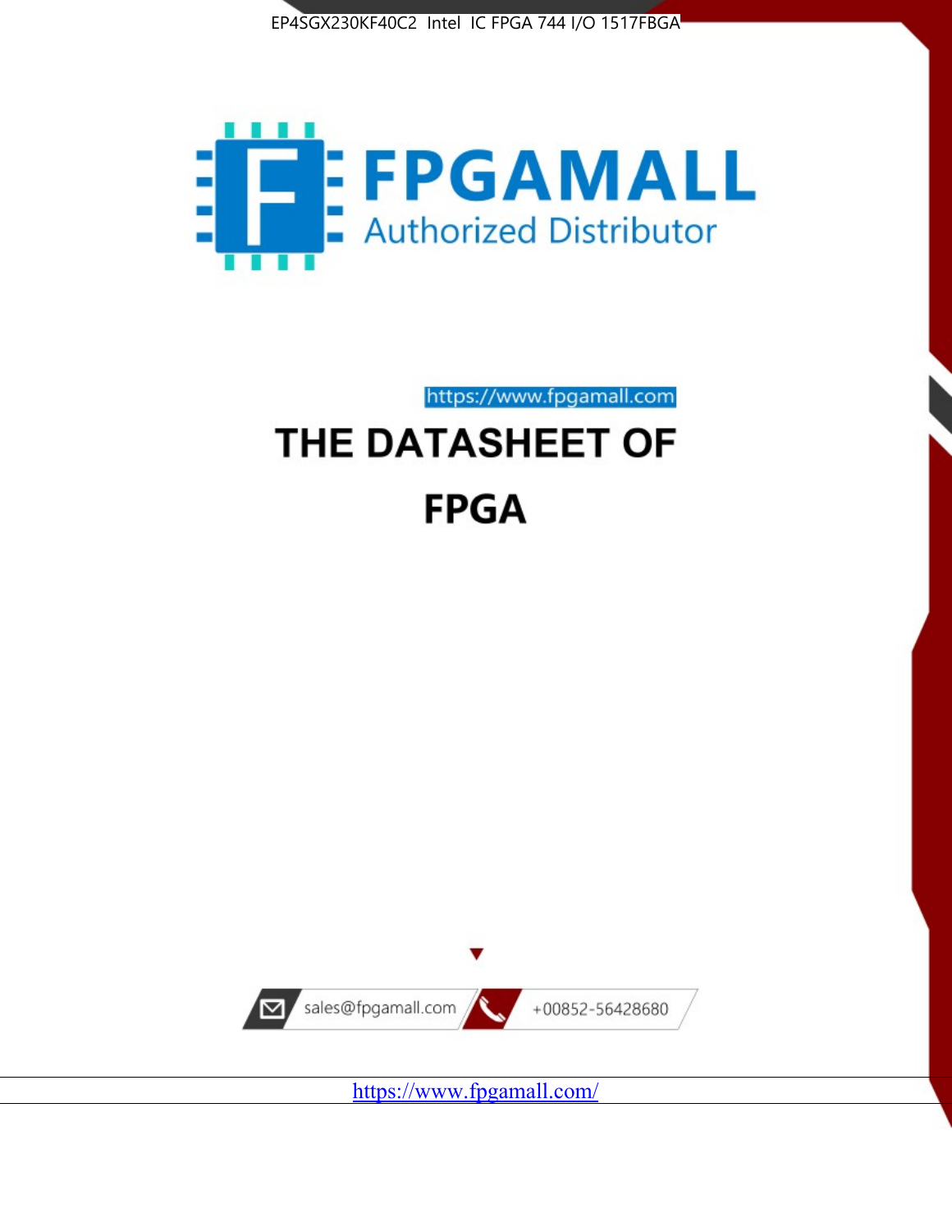EP4SGX230KF40C2 Intel IC FPGA 744 I/O 1517FBGA

FPGAMALL

Authorized Distributor

https://www.fpgamall.com

# THE DATASHEET OF

# FPGA

sales@fpgamall.com

+00852-56428680

https://www.fpgamall.com/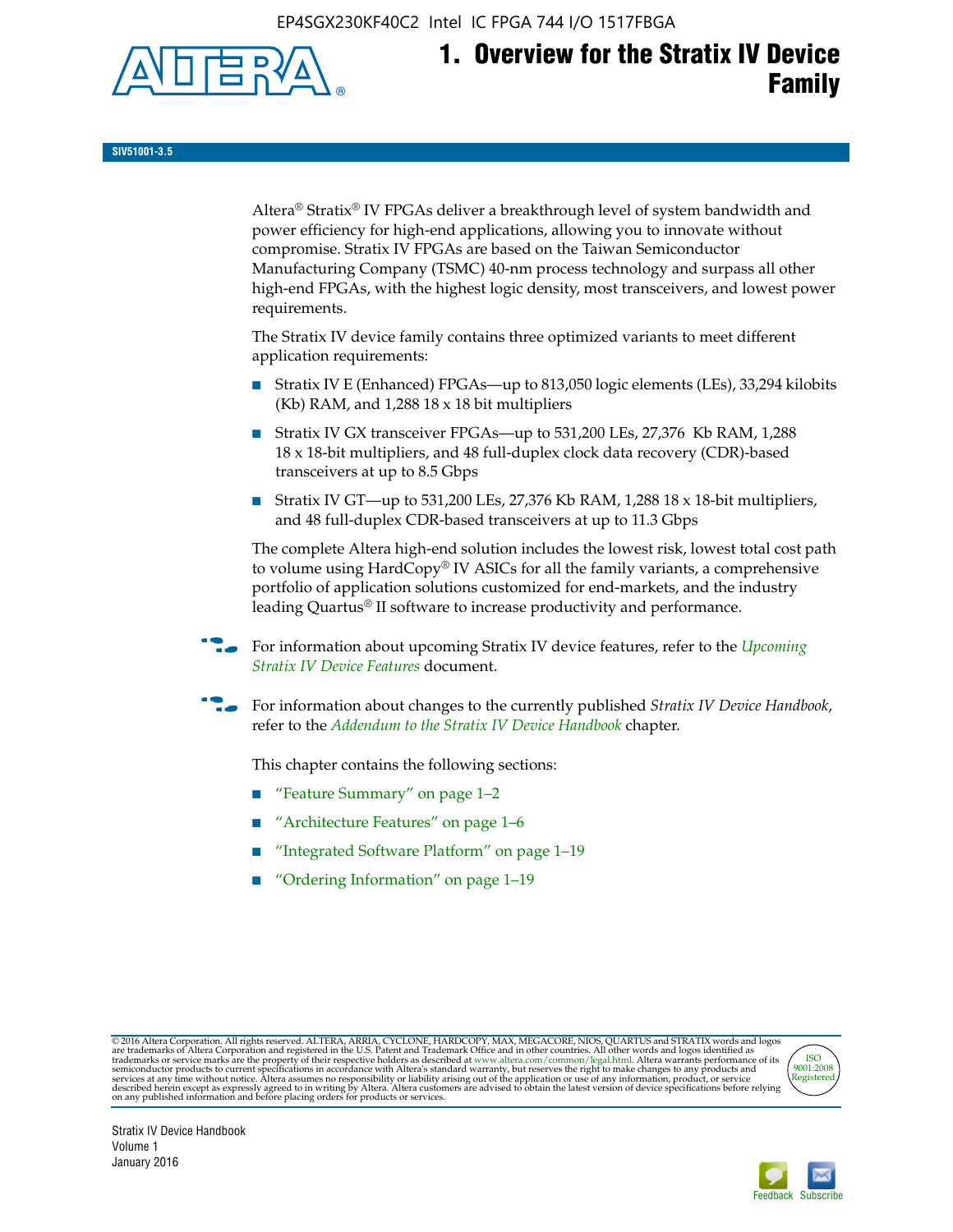# 1. Overview for the Stratix IV Device Family

**SIV51001-3.5**

Altera® Stratix® IV FPGAs deliver a breakthrough level of system bandwidth and power efficiency for high-end applications, allowing you to innovate without compromise. Stratix IV FPGAs are based on the Taiwan Semiconductor Manufacturing Company (TSMC) 40-nm process technology and surpass all other high-end FPGAs, with the highest logic density, most transceivers, and lowest power requirements.

The Stratix IV device family contains three optimized variants to meet different application requirements:

- Stratix IV E (Enhanced) FPGAs—up to 813,050 logic elements (LEs), 33,294 kilobits (Kb) RAM, and 1,288 18 x 18 bit multipliers
- Stratix IV GX transceiver FPGAs—up to 531,200 LEs, 27,376 Kb RAM, 1,288 18 x 18-bit multipliers, and 48 full-duplex clock data recovery (CDR)-based transceivers at up to 8.5 Gbps
- Stratix IV GT—up to 531,200 LEs, 27,376 Kb RAM, 1,288 18 x 18-bit multipliers, and 48 full-duplex CDR-based transceivers at up to 11.3 Gbps

The complete Altera high-end solution includes the lowest risk, lowest total cost path to volume using HardCopy® IV ASICs for all the family variants, a comprehensive portfolio of application solutions customized for end-markets, and the industry leading Quartus® II software to increase productivity and performance.

For information about upcoming Stratix IV device features, refer to the *Upcoming Stratix IV Device Features* document.

For information about changes to the currently published *Stratix IV Device Handbook*, refer to the *Addendum to the Stratix IV Device Handbook* chapter.

This chapter contains the following sections:

- "Feature Summary" on page 1–2
- "Architecture Features" on page 1–6
- "Integrated Software Platform" on page 1–19
- "Ordering Information" on page 1–19

© 2016 Altera Corporation. All rights reserved. ALTERA, ARRIA, CYCLONE, HARDCOPY, MAX, MEGACORE, NIOS, QUARTUS and STRATIX words and logos are trademarks of Altera Corporation and registered in the U.S. Patent and Trademark Office and in other countries. All other words and logos identified as trademarks or service marks are the property of their respective holders as described at www.altera.com/common/legal.html. Altera warrants performance of its semiconductor products to current specifications in accordance with Altera's standard warranty, but reserves the right to make changes to any products and services at any time without notice. Altera assumes no responsibility or liability arising out of the application or use of any information, product, or service described herein except as expressly agreed to in writing by Altera. Altera customers are advised to obtain the latest version of device specifications before relying on any published information and before placing orders for products or services.

Stratix IV Device Handbook
Volume 1
January 2016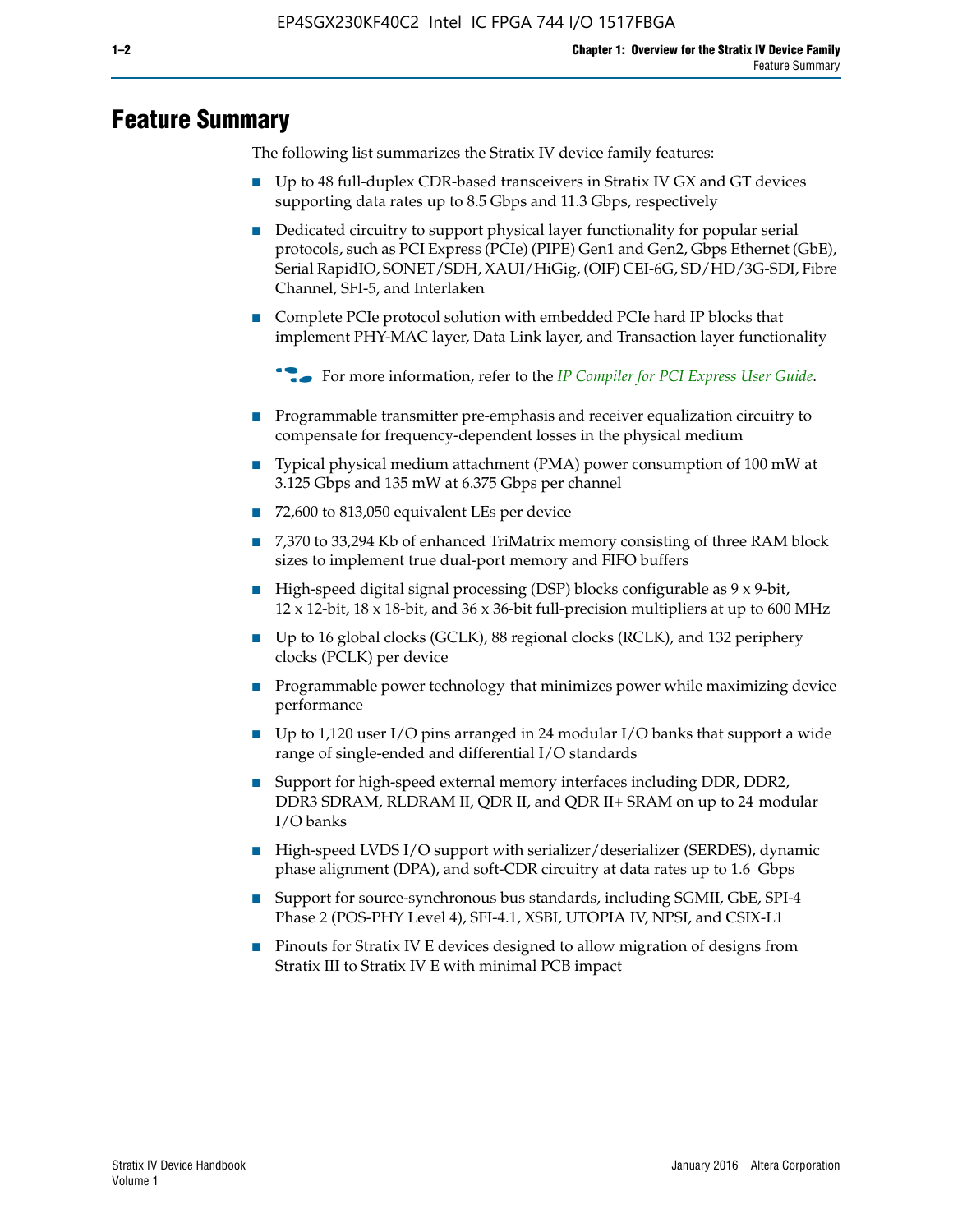# Feature Summary

The following list summarizes the Stratix IV device family features:

- Up to 48 full-duplex CDR-based transceivers in Stratix IV GX and GT devices supporting data rates up to 8.5 Gbps and 11.3 Gbps, respectively
- Dedicated circuitry to support physical layer functionality for popular serial protocols, such as PCI Express (PCIe) (PIPE) Gen1 and Gen2, Gbps Ethernet (GbE), Serial RapidIO, SONET/SDH, XAUI/HiGig, (OIF) CEI-6G, SD/HD/3G-SDI, Fibre Channel, SFI-5, and Interlaken
- Complete PCIe protocol solution with embedded PCIe hard IP blocks that implement PHY-MAC layer, Data Link layer, and Transaction layer functionality

  For more information, refer to the *IP Compiler for PCI Express User Guide*.

- Programmable transmitter pre-emphasis and receiver equalization circuitry to compensate for frequency-dependent losses in the physical medium
- Typical physical medium attachment (PMA) power consumption of 100 mW at 3.125 Gbps and 135 mW at 6.375 Gbps per channel
- 72,600 to 813,050 equivalent LEs per device
- 7,370 to 33,294 Kb of enhanced TriMatrix memory consisting of three RAM block sizes to implement true dual-port memory and FIFO buffers
- High-speed digital signal processing (DSP) blocks configurable as 9 x 9-bit, 12 x 12-bit, 18 x 18-bit, and 36 x 36-bit full-precision multipliers at up to 600 MHz
- Up to 16 global clocks (GCLK), 88 regional clocks (RCLK), and 132 periphery clocks (PCLK) per device
- Programmable power technology that minimizes power while maximizing device performance
- Up to 1,120 user I/O pins arranged in 24 modular I/O banks that support a wide range of single-ended and differential I/O standards
- Support for high-speed external memory interfaces including DDR, DDR2, DDR3 SDRAM, RLDRAM II, QDR II, and QDR II+ SRAM on up to 24 modular I/O banks
- High-speed LVDS I/O support with serializer/deserializer (SERDES), dynamic phase alignment (DPA), and soft-CDR circuitry at data rates up to 1.6 Gbps
- Support for source-synchronous bus standards, including SGMII, GbE, SPI-4 Phase 2 (POS-PHY Level 4), SFI-4.1, XSBI, UTOPIA IV, NPSI, and CSIX-L1
- Pinouts for Stratix IV E devices designed to allow migration of designs from Stratix III to Stratix IV E with minimal PCB impact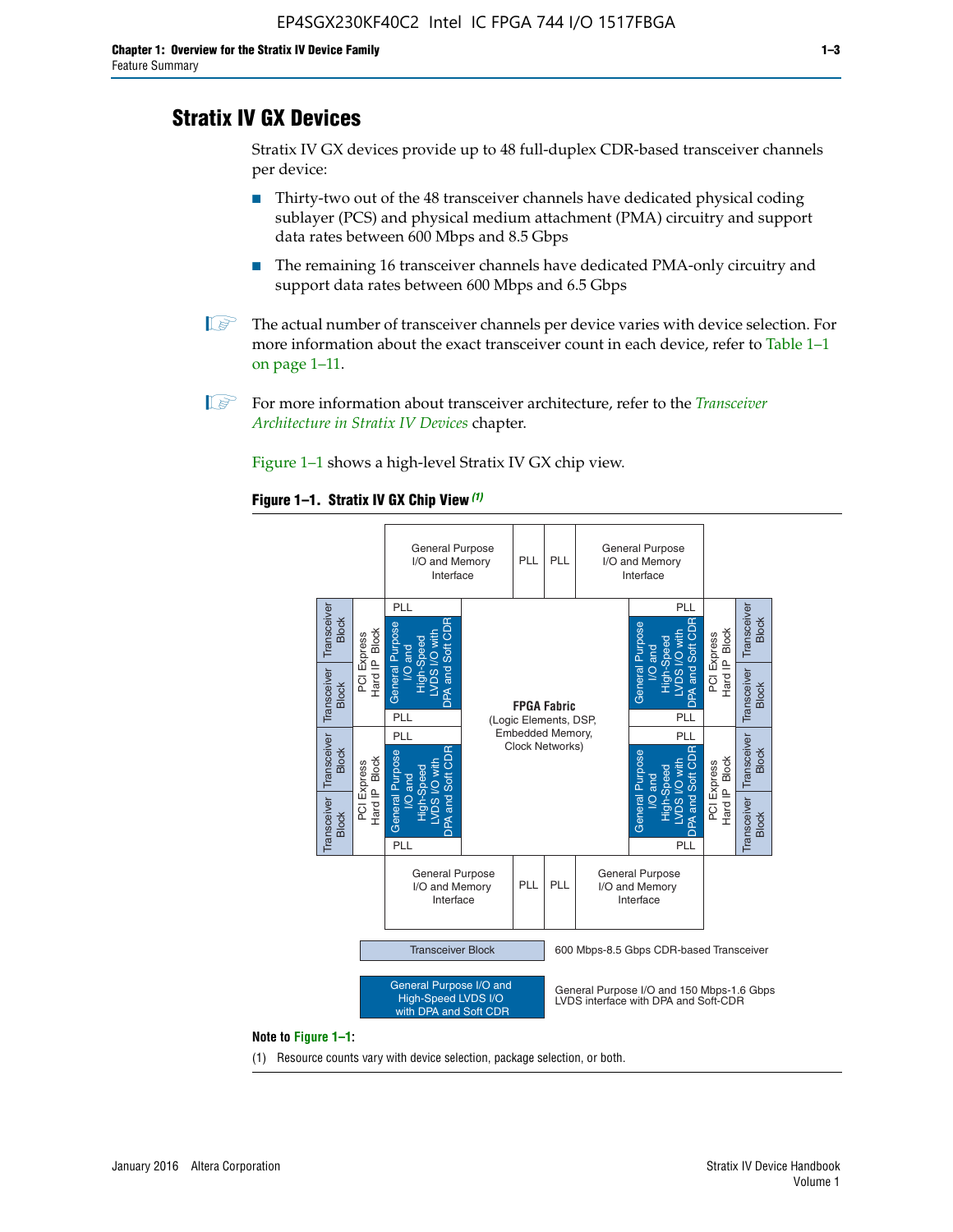## Stratix IV GX Devices

Stratix IV GX devices provide up to 48 full-duplex CDR-based transceiver channels per device:

- Thirty-two out of the 48 transceiver channels have dedicated physical coding sublayer (PCS) and physical medium attachment (PMA) circuitry and support data rates between 600 Mbps and 8.5 Gbps
- The remaining 16 transceiver channels have dedicated PMA-only circuitry and support data rates between 600 Mbps and 6.5 Gbps

The actual number of transceiver channels per device varies with device selection. For more information about the exact transceiver count in each device, refer to Table 1–1 on page 1–11.

For more information about transceiver architecture, refer to the *Transceiver Architecture in Stratix IV Devices* chapter.

Figure 1–1 shows a high-level Stratix IV GX chip view.

**Figure 1–1. Stratix IV GX Chip View** *(1)*

**Note to Figure 1–1:**

(1) Resource counts vary with device selection, package selection, or both.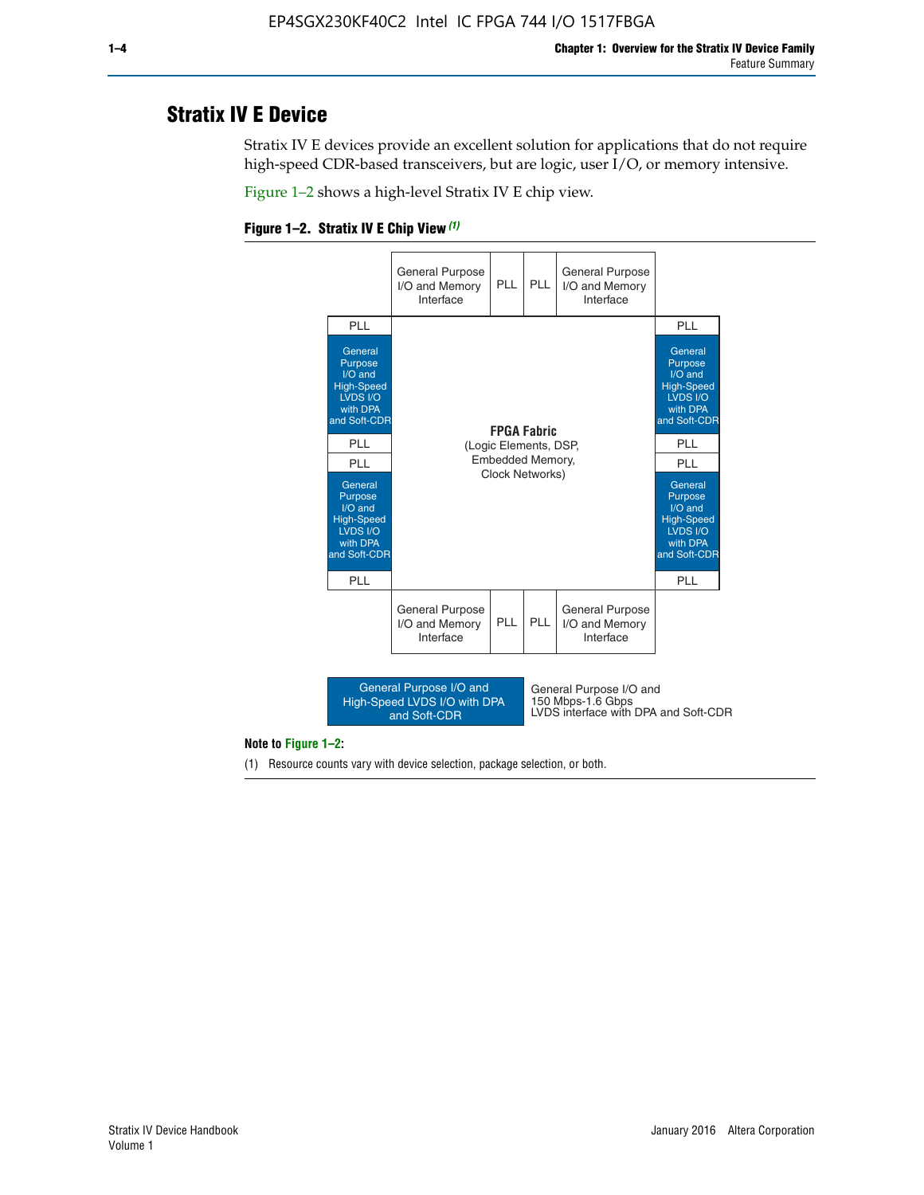## Stratix IV E Device

Stratix IV E devices provide an excellent solution for applications that do not require high-speed CDR-based transceivers, but are logic, user I/O, or memory intensive.

Figure 1–2 shows a high-level Stratix IV E chip view.

**Figure 1–2. Stratix IV E Chip View** *(1)*

| | General Purpose I/O and Memory Interface | PLL | PLL | General Purpose I/O and Memory Interface | |
|---|---|---|---|---|---|
| PLL | | | | | PLL |
| General Purpose I/O and High-Speed LVDS I/O with DPA and Soft-CDR | | | | | General Purpose I/O and High-Speed LVDS I/O with DPA and Soft-CDR |
| PLL | | | | | PLL |
| PLL | | **FPGA Fabric** (Logic Elements, DSP, Embedded Memory, Clock Networks) | | | PLL |
| General Purpose I/O and High-Speed LVDS I/O with DPA and Soft-CDR | | | | | General Purpose I/O and High-Speed LVDS I/O with DPA and Soft-CDR |
| PLL | | | | | PLL |
| | General Purpose I/O and Memory Interface | PLL | PLL | General Purpose I/O and Memory Interface | |

Legend: General Purpose I/O and High-Speed LVDS I/O with DPA and Soft-CDR — General Purpose I/O and 150 Mbps-1.6 Gbps LVDS interface with DPA and Soft-CDR

**Note to Figure 1–2:**

(1) Resource counts vary with device selection, package selection, or both.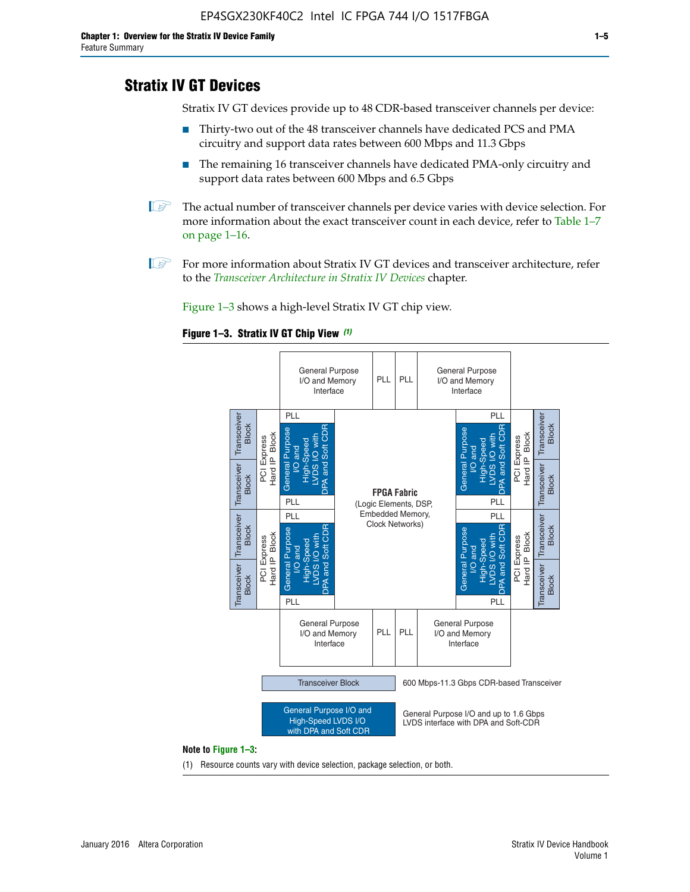## Stratix IV GT Devices

Stratix IV GT devices provide up to 48 CDR-based transceiver channels per device:

- Thirty-two out of the 48 transceiver channels have dedicated PCS and PMA circuitry and support data rates between 600 Mbps and 11.3 Gbps
- The remaining 16 transceiver channels have dedicated PMA-only circuitry and support data rates between 600 Mbps and 6.5 Gbps

The actual number of transceiver channels per device varies with device selection. For more information about the exact transceiver count in each device, refer to Table 1–7 on page 1–16.

For more information about Stratix IV GT devices and transceiver architecture, refer to the *Transceiver Architecture in Stratix IV Devices* chapter.

Figure 1–3 shows a high-level Stratix IV GT chip view.

**Figure 1–3. Stratix IV GT Chip View** *(1)*

General Purpose I/O and Memory Interface | PLL | PLL | General Purpose I/O and Memory Interface

Transceiver Block | Transceiver Block | PCI Express Hard IP Block | PLL | General Purpose I/O and High-Speed LVDS I/O with DPA and Soft CDR | PLL

FPGA Fabric (Logic Elements, DSP, Embedded Memory, Clock Networks)

General Purpose I/O and Memory Interface | PLL | PLL | General Purpose I/O and Memory Interface

Transceiver Block: 600 Mbps-11.3 Gbps CDR-based Transceiver

General Purpose I/O and High-Speed LVDS I/O with DPA and Soft CDR: General Purpose I/O and up to 1.6 Gbps LVDS interface with DPA and Soft-CDR

**Note to Figure 1–3:**

(1) Resource counts vary with device selection, package selection, or both.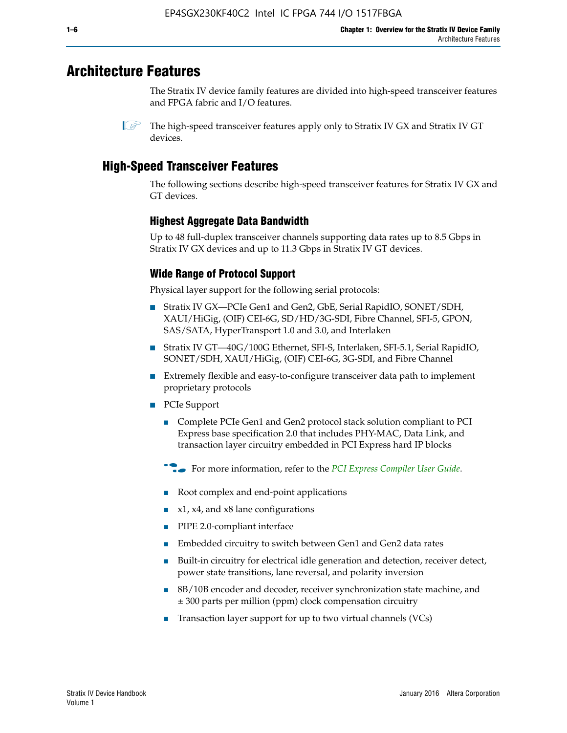# Architecture Features

The Stratix IV device family features are divided into high-speed transceiver features and FPGA fabric and I/O features.

The high-speed transceiver features apply only to Stratix IV GX and Stratix IV GT devices.

## High-Speed Transceiver Features

The following sections describe high-speed transceiver features for Stratix IV GX and GT devices.

### Highest Aggregate Data Bandwidth

Up to 48 full-duplex transceiver channels supporting data rates up to 8.5 Gbps in Stratix IV GX devices and up to 11.3 Gbps in Stratix IV GT devices.

### Wide Range of Protocol Support

Physical layer support for the following serial protocols:

- Stratix IV GX—PCIe Gen1 and Gen2, GbE, Serial RapidIO, SONET/SDH, XAUI/HiGig, (OIF) CEI-6G, SD/HD/3G-SDI, Fibre Channel, SFI-5, GPON, SAS/SATA, HyperTransport 1.0 and 3.0, and Interlaken
- Stratix IV GT—40G/100G Ethernet, SFI-S, Interlaken, SFI-5.1, Serial RapidIO, SONET/SDH, XAUI/HiGig, (OIF) CEI-6G, 3G-SDI, and Fibre Channel
- Extremely flexible and easy-to-configure transceiver data path to implement proprietary protocols
- PCIe Support
  - Complete PCIe Gen1 and Gen2 protocol stack solution compliant to PCI Express base specification 2.0 that includes PHY-MAC, Data Link, and transaction layer circuitry embedded in PCI Express hard IP blocks

  For more information, refer to the *PCI Express Compiler User Guide*.

  - Root complex and end-point applications
  - x1, x4, and x8 lane configurations
  - PIPE 2.0-compliant interface
  - Embedded circuitry to switch between Gen1 and Gen2 data rates
  - Built-in circuitry for electrical idle generation and detection, receiver detect, power state transitions, lane reversal, and polarity inversion
  - 8B/10B encoder and decoder, receiver synchronization state machine, and ± 300 parts per million (ppm) clock compensation circuitry
  - Transaction layer support for up to two virtual channels (VCs)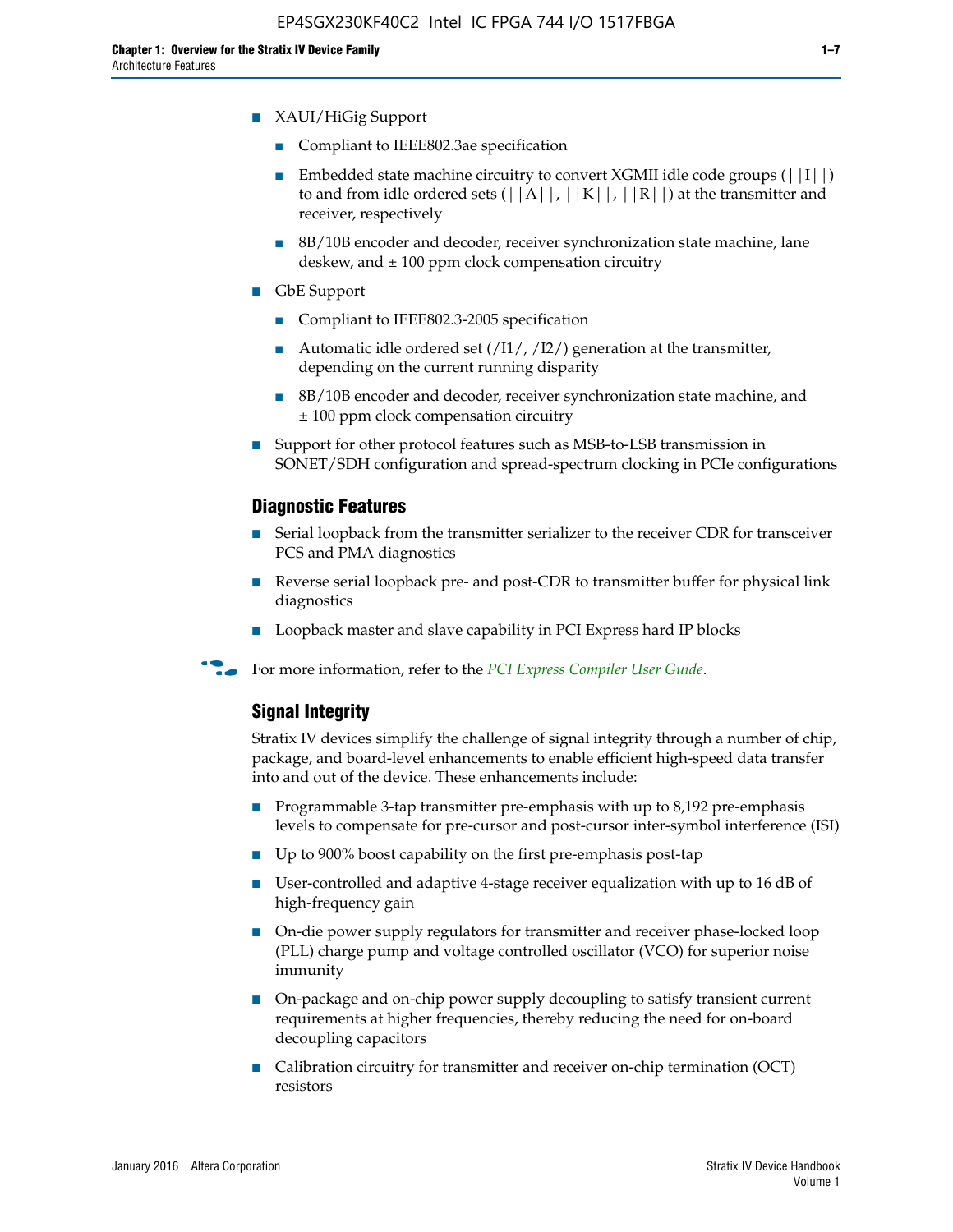- XAUI/HiGig Support
  - Compliant to IEEE802.3ae specification
  - Embedded state machine circuitry to convert XGMII idle code groups (||I||) to and from idle ordered sets (||A||, ||K||, ||R||) at the transmitter and receiver, respectively
  - 8B/10B encoder and decoder, receiver synchronization state machine, lane deskew, and ± 100 ppm clock compensation circuitry
- GbE Support
  - Compliant to IEEE802.3-2005 specification
  - Automatic idle ordered set (/I1/, /I2/) generation at the transmitter, depending on the current running disparity
  - 8B/10B encoder and decoder, receiver synchronization state machine, and ± 100 ppm clock compensation circuitry
- Support for other protocol features such as MSB-to-LSB transmission in SONET/SDH configuration and spread-spectrum clocking in PCIe configurations

### Diagnostic Features

- Serial loopback from the transmitter serializer to the receiver CDR for transceiver PCS and PMA diagnostics
- Reverse serial loopback pre- and post-CDR to transmitter buffer for physical link diagnostics
- Loopback master and slave capability in PCI Express hard IP blocks

For more information, refer to the *PCI Express Compiler User Guide*.

### Signal Integrity

Stratix IV devices simplify the challenge of signal integrity through a number of chip, package, and board-level enhancements to enable efficient high-speed data transfer into and out of the device. These enhancements include:

- Programmable 3-tap transmitter pre-emphasis with up to 8,192 pre-emphasis levels to compensate for pre-cursor and post-cursor inter-symbol interference (ISI)
- Up to 900% boost capability on the first pre-emphasis post-tap
- User-controlled and adaptive 4-stage receiver equalization with up to 16 dB of high-frequency gain
- On-die power supply regulators for transmitter and receiver phase-locked loop (PLL) charge pump and voltage controlled oscillator (VCO) for superior noise immunity
- On-package and on-chip power supply decoupling to satisfy transient current requirements at higher frequencies, thereby reducing the need for on-board decoupling capacitors
- Calibration circuitry for transmitter and receiver on-chip termination (OCT) resistors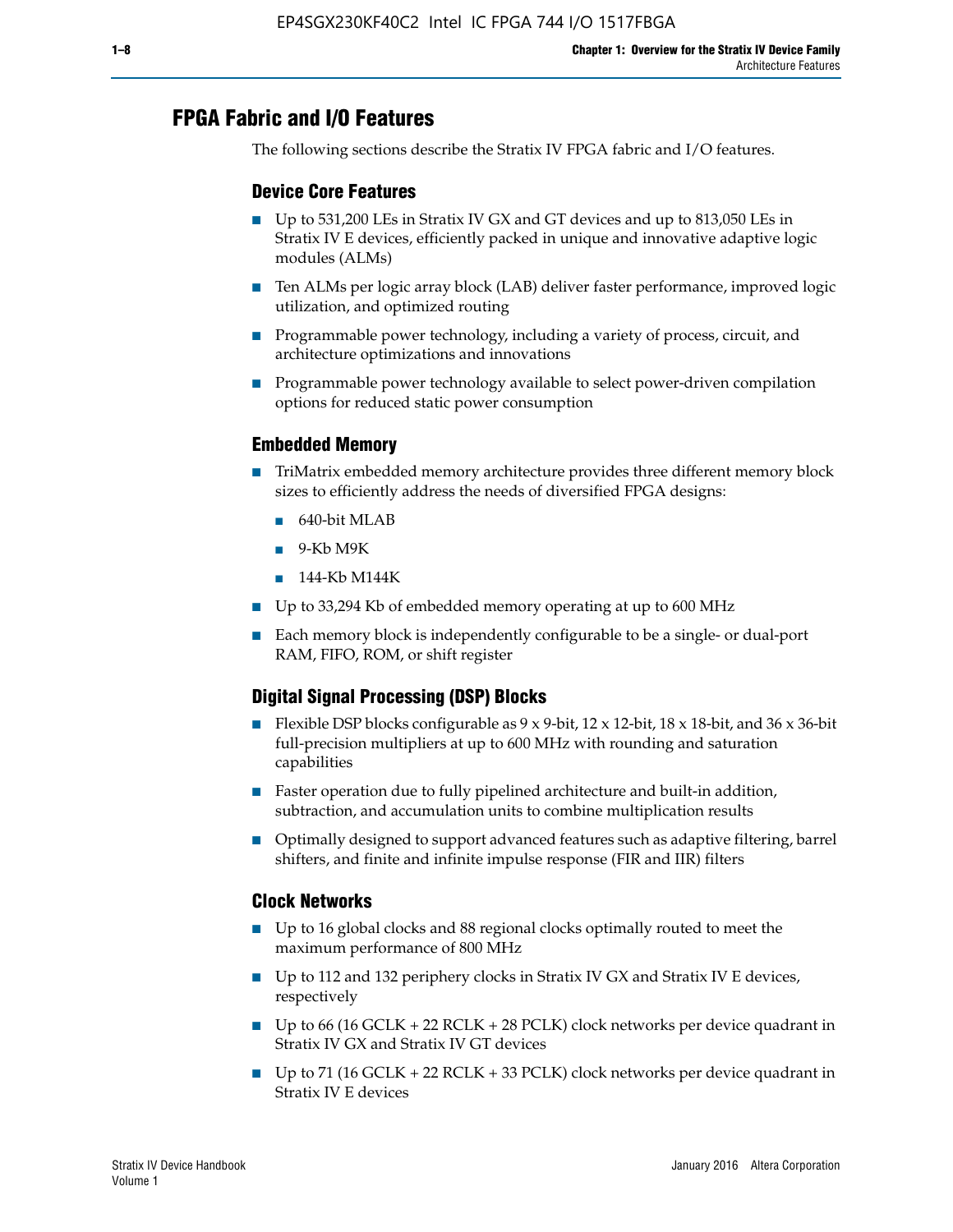## FPGA Fabric and I/O Features

The following sections describe the Stratix IV FPGA fabric and I/O features.

### Device Core Features

- Up to 531,200 LEs in Stratix IV GX and GT devices and up to 813,050 LEs in Stratix IV E devices, efficiently packed in unique and innovative adaptive logic modules (ALMs)
- Ten ALMs per logic array block (LAB) deliver faster performance, improved logic utilization, and optimized routing
- Programmable power technology, including a variety of process, circuit, and architecture optimizations and innovations
- Programmable power technology available to select power-driven compilation options for reduced static power consumption

### Embedded Memory

- TriMatrix embedded memory architecture provides three different memory block sizes to efficiently address the needs of diversified FPGA designs:
  - 640-bit MLAB
  - 9-Kb M9K
  - 144-Kb M144K
- Up to 33,294 Kb of embedded memory operating at up to 600 MHz
- Each memory block is independently configurable to be a single- or dual-port RAM, FIFO, ROM, or shift register

### Digital Signal Processing (DSP) Blocks

- Flexible DSP blocks configurable as 9 x 9-bit, 12 x 12-bit, 18 x 18-bit, and 36 x 36-bit full-precision multipliers at up to 600 MHz with rounding and saturation capabilities
- Faster operation due to fully pipelined architecture and built-in addition, subtraction, and accumulation units to combine multiplication results
- Optimally designed to support advanced features such as adaptive filtering, barrel shifters, and finite and infinite impulse response (FIR and IIR) filters

### Clock Networks

- Up to 16 global clocks and 88 regional clocks optimally routed to meet the maximum performance of 800 MHz
- Up to 112 and 132 periphery clocks in Stratix IV GX and Stratix IV E devices, respectively
- Up to 66 (16 GCLK + 22 RCLK + 28 PCLK) clock networks per device quadrant in Stratix IV GX and Stratix IV GT devices
- Up to 71 (16 GCLK + 22 RCLK + 33 PCLK) clock networks per device quadrant in Stratix IV E devices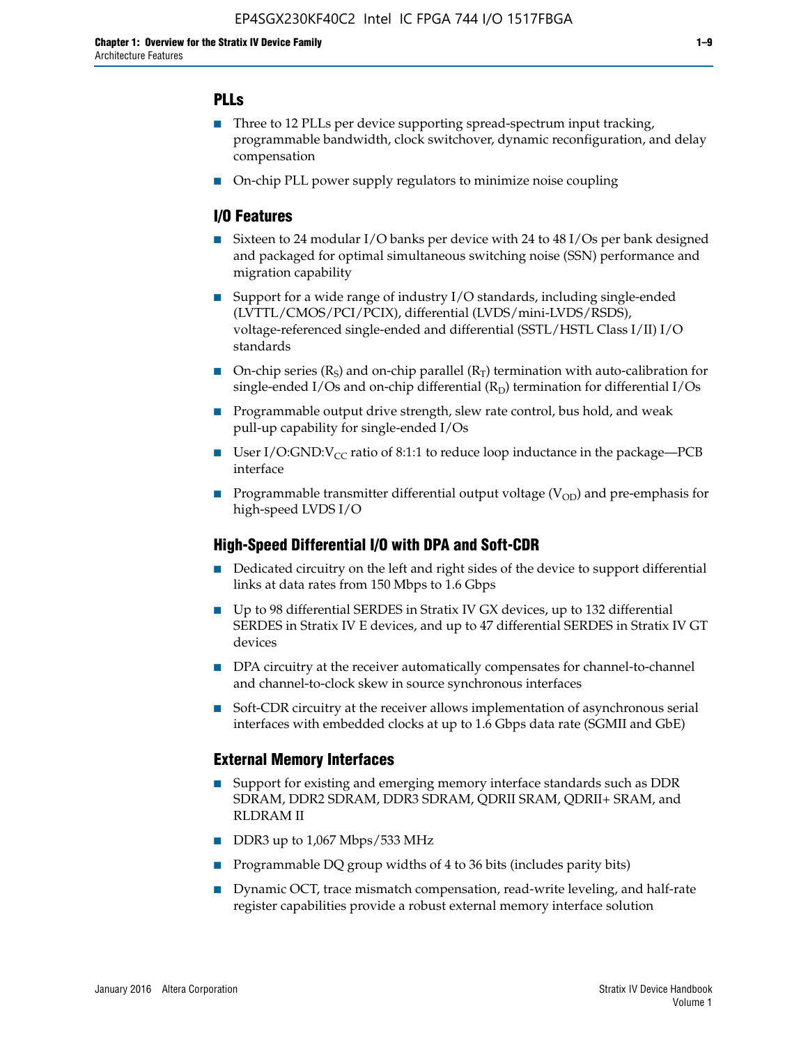## PLLs

- Three to 12 PLLs per device supporting spread-spectrum input tracking, programmable bandwidth, clock switchover, dynamic reconfiguration, and delay compensation
- On-chip PLL power supply regulators to minimize noise coupling

## I/O Features

- Sixteen to 24 modular I/O banks per device with 24 to 48 I/Os per bank designed and packaged for optimal simultaneous switching noise (SSN) performance and migration capability
- Support for a wide range of industry I/O standards, including single-ended (LVTTL/CMOS/PCI/PCIX), differential (LVDS/mini-LVDS/RSDS), voltage-referenced single-ended and differential (SSTL/HSTL Class I/II) I/O standards
- On-chip series ($R_S$) and on-chip parallel ($R_T$) termination with auto-calibration for single-ended I/Os and on-chip differential ($R_D$) termination for differential I/Os
- Programmable output drive strength, slew rate control, bus hold, and weak pull-up capability for single-ended I/Os
- User I/O:GND:$V_{CC}$ ratio of 8:1:1 to reduce loop inductance in the package—PCB interface
- Programmable transmitter differential output voltage ($V_{OD}$) and pre-emphasis for high-speed LVDS I/O

## High-Speed Differential I/O with DPA and Soft-CDR

- Dedicated circuitry on the left and right sides of the device to support differential links at data rates from 150 Mbps to 1.6 Gbps
- Up to 98 differential SERDES in Stratix IV GX devices, up to 132 differential SERDES in Stratix IV E devices, and up to 47 differential SERDES in Stratix IV GT devices
- DPA circuitry at the receiver automatically compensates for channel-to-channel and channel-to-clock skew in source synchronous interfaces
- Soft-CDR circuitry at the receiver allows implementation of asynchronous serial interfaces with embedded clocks at up to 1.6 Gbps data rate (SGMII and GbE)

## External Memory Interfaces

- Support for existing and emerging memory interface standards such as DDR SDRAM, DDR2 SDRAM, DDR3 SDRAM, QDRII SRAM, QDRII+ SRAM, and RLDRAM II
- DDR3 up to 1,067 Mbps/533 MHz
- Programmable DQ group widths of 4 to 36 bits (includes parity bits)
- Dynamic OCT, trace mismatch compensation, read-write leveling, and half-rate register capabilities provide a robust external memory interface solution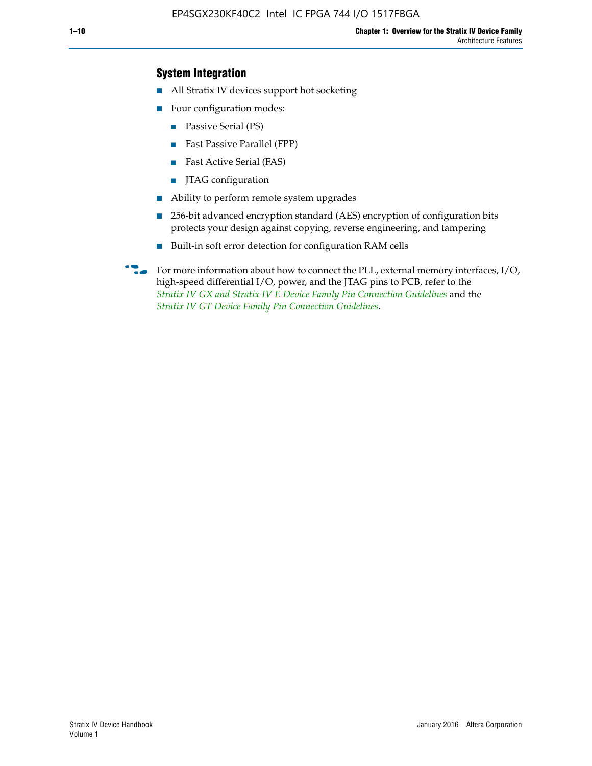## System Integration

- All Stratix IV devices support hot socketing
- Four configuration modes:
  - Passive Serial (PS)
  - Fast Passive Parallel (FPP)
  - Fast Active Serial (FAS)
  - JTAG configuration
- Ability to perform remote system upgrades
- 256-bit advanced encryption standard (AES) encryption of configuration bits protects your design against copying, reverse engineering, and tampering
- Built-in soft error detection for configuration RAM cells

For more information about how to connect the PLL, external memory interfaces, I/O, high-speed differential I/O, power, and the JTAG pins to PCB, refer to the *Stratix IV GX and Stratix IV E Device Family Pin Connection Guidelines* and the *Stratix IV GT Device Family Pin Connection Guidelines*.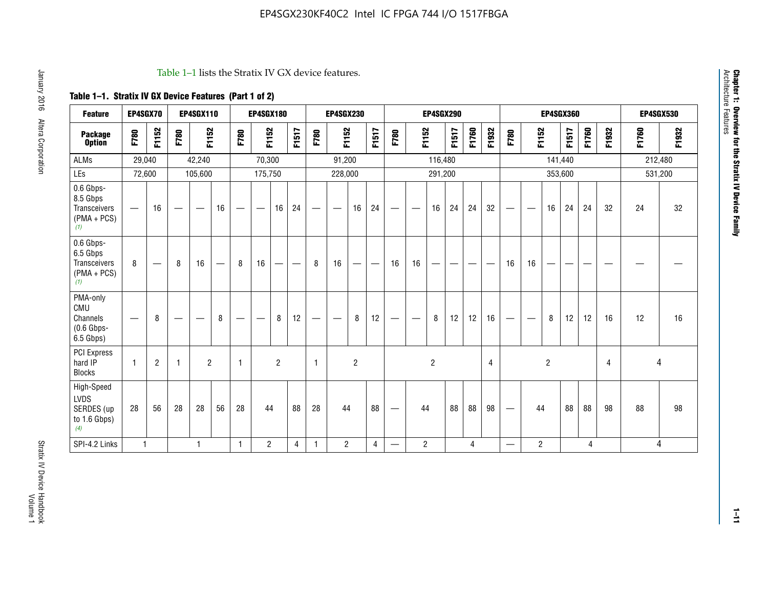Table 1–1 lists the Stratix IV GX device features.

**Table 1–1. Stratix IV GX Device Features (Part 1 of 2)**

| Feature | EP4SGX70 | | EP4SGX110 | | | EP4SGX180 | | | | EP4SGX230 | | | | EP4SGX290 | | | | | | EP4SGX360 | | | | | | EP4SGX530 | |
|---|---|---|---|---|---|---|---|---|---|---|---|---|---|---|---|---|---|---|---|---|---|---|---|---|---|---|---|
| **Package Option** | F780 | F1152 | F780 | F1152 | | F780 | F1152 | | F1517 | F780 | F1152 | | F1517 | F780 | F1152 | | F1517 | F1760 | F1932 | F780 | F1152 | | F1517 | F1760 | F1932 | F1760 | F1932 |
| ALMs | 29,040 | | 42,240 | | | 70,300 | | | | 91,200 | | | | 116,480 | | | | | | 141,440 | | | | | | 212,480 | |
| LEs | 72,600 | | 105,600 | | | 175,750 | | | | 228,000 | | | | 291,200 | | | | | | 353,600 | | | | | | 531,200 | |
| 0.6 Gbps-8.5 Gbps Transceivers (PMA + PCS) (1) | — | 16 | — | — | 16 | — | — | 16 | 24 | — | — | 16 | 24 | — | — | 16 | 24 | 24 | 32 | — | — | 16 | 24 | 24 | 32 | 24 | 32 |
| 0.6 Gbps-6.5 Gbps Transceivers (PMA + PCS) (1) | 8 | — | 8 | 16 | — | 8 | 16 | — | — | 8 | 16 | — | — | 16 | 16 | — | — | — | — | 16 | 16 | — | — | — | — | — | — |
| PMA-only CMU Channels (0.6 Gbps-6.5 Gbps) | — | 8 | — | — | 8 | — | — | 8 | 12 | — | — | 8 | 12 | — | — | 8 | 12 | 12 | 16 | — | — | 8 | 12 | 12 | 16 | 12 | 16 |
| PCI Express hard IP Blocks | 1 | 2 | 1 | 2 | | 1 | 2 | | | 1 | 2 | | | 2 | | | | | 4 | 2 | | | | | 4 | 4 | |
| High-Speed LVDS SERDES (up to 1.6 Gbps) (4) | 28 | 56 | 28 | 28 | 56 | 28 | 44 | | 88 | 28 | 44 | | 88 | — | 44 | | 88 | 88 | 98 | — | 44 | | 88 | 88 | 98 | 88 | 98 |
| SPI-4.2 Links | 1 | | 1 | | | 1 | 2 | | 4 | 1 | 2 | | 4 | — | 2 | | 4 | | | — | 2 | | 4 | | | 4 | |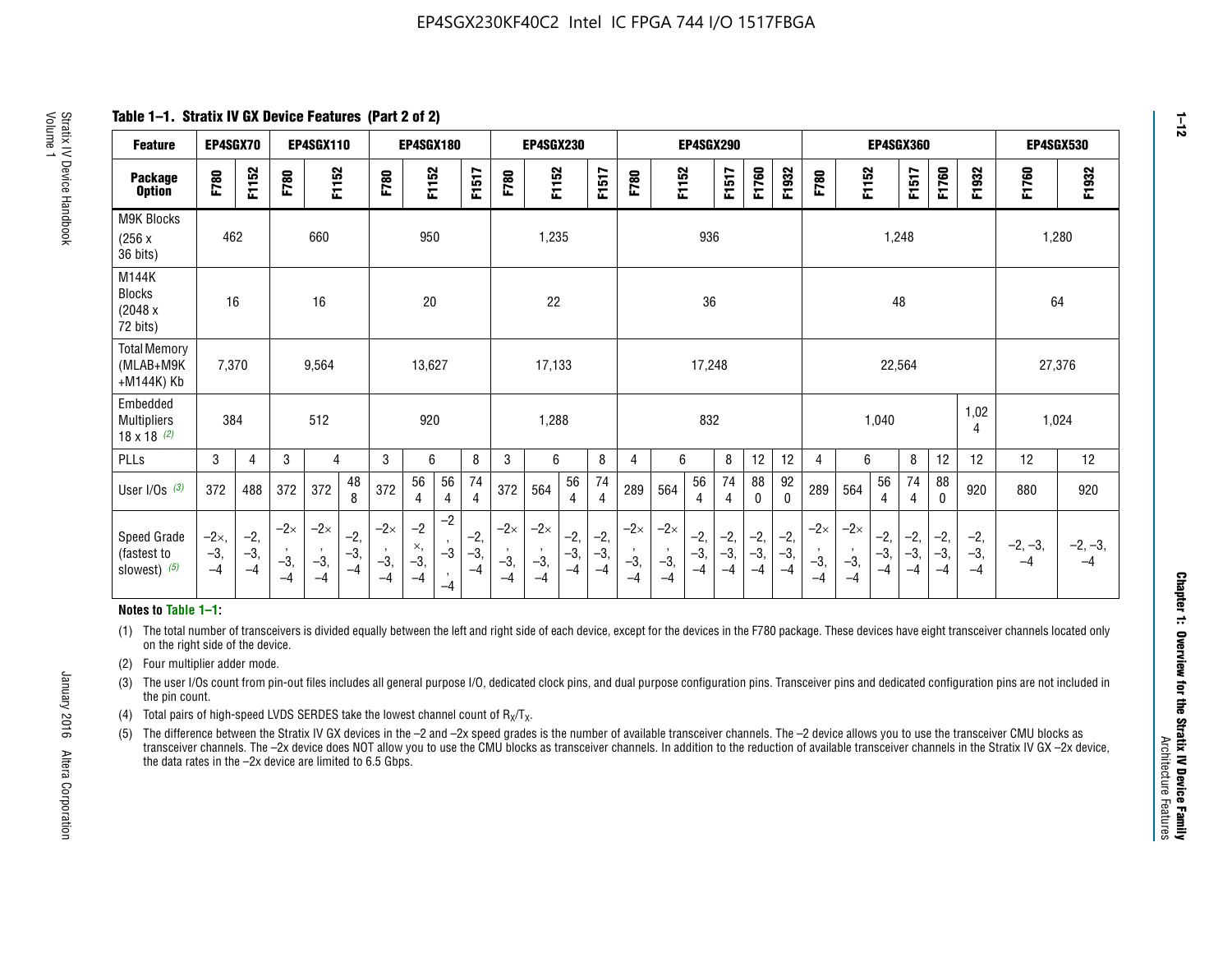EP4SGX230KF40C2 Intel IC FPGA 744 I/O 1517FBGA

**Table 1–1. Stratix IV GX Device Features (Part 2 of 2)**

| Feature | EP4SGX70 | | EP4SGX110 | | | EP4SGX180 | | | | EP4SGX230 | | | | EP4SGX290 | | | | | | EP4SGX360 | | | | | | EP4SGX530 | |
|---|---|---|---|---|---|---|---|---|---|---|---|---|---|---|---|---|---|---|---|---|---|---|---|---|---|---|---|---|
| Package Option | F780 | F1152 | F780 | F1152 | | F780 | F1152 | | F1517 | F780 | F1152 | | F1517 | F780 | F1152 | | F1517 | F1760 | F1932 | F780 | F1152 | | F1517 | F1760 | F1932 | F1760 | F1932 |
| M9K Blocks (256 x 36 bits) | 462 | | 660 | | | 950 | | | | 1,235 | | | | 936 | | | | | | 1,248 | | | | | | 1,280 | |
| M144K Blocks (2048 x 72 bits) | 16 | | 16 | | | 20 | | | | 22 | | | | 36 | | | | | | 48 | | | | | | 64 | |
| Total Memory (MLAB+M9K +M144K) Kb | 7,370 | | 9,564 | | | 13,627 | | | | 17,133 | | | | 17,248 | | | | | | 22,564 | | | | | | 27,376 | |
| Embedded Multipliers 18 x 18 (2) | 384 | | 512 | | | 920 | | | | 1,288 | | | | 832 | | | | | | 1,040 | | | | | 1,024 | 1,024 | |
| PLLs | 3 | 4 | 3 | 4 | | 3 | 6 | | 8 | 3 | 6 | | 8 | 4 | 6 | | 8 | 12 | 12 | 4 | 6 | | 8 | 12 | 12 | 12 | 12 |
| User I/Os (3) | 372 | 488 | 372 | 372 | 488 | 372 | 564 | 564 | 744 | 372 | 564 | 564 | 744 | 289 | 564 | 564 | 744 | 880 | 920 | 289 | 564 | 564 | 744 | 880 | 920 | 880 | 920 |
| Speed Grade (fastest to slowest) (5) | –2×, –3, –4 | –2, –3, –4 | –2×, –3, –4 | –2×, –3, –4 | –2, –3, –4 | –2×, –3, –4 | –2×, –3, –4 | –2, –3, –4 | –2, –3, –4 | –2×, –3, –4 | –2×, –3, –4 | –2, –3, –4 | –2, –3, –4 | –2×, –3, –4 | –2×, –3, –4 | –2, –3, –4 | –2, –3, –4 | –2, –3, –4 | –2, –3, –4 | –2×, –3, –4 | –2×, –3, –4 | –2, –3, –4 | –2, –3, –4 | –2, –3, –4 | –2, –3, –4 | –2, –3, –4 | –2, –3, –4 |

**Notes to Table 1–1:**

(1) The total number of transceivers is divided equally between the left and right side of each device, except for the devices in the F780 package. These devices have eight transceiver channels located only on the right side of the device.

(2) Four multiplier adder mode.

(3) The user I/Os count from pin-out files includes all general purpose I/O, dedicated clock pins, and dual purpose configuration pins. Transceiver pins and dedicated configuration pins are not included in the pin count.

(4) Total pairs of high-speed LVDS SERDES take the lowest channel count of $R_X/T_X$.

(5) The difference between the Stratix IV GX devices in the –2 and –2x speed grades is the number of available transceiver channels. The –2 device allows you to use the transceiver CMU blocks as transceiver channels. The –2x device does NOT allow you to use the CMU blocks as transceiver channels. In addition to the reduction of available transceiver channels in the Stratix IV GX –2x device, the data rates in the –2x device are limited to 6.5 Gbps.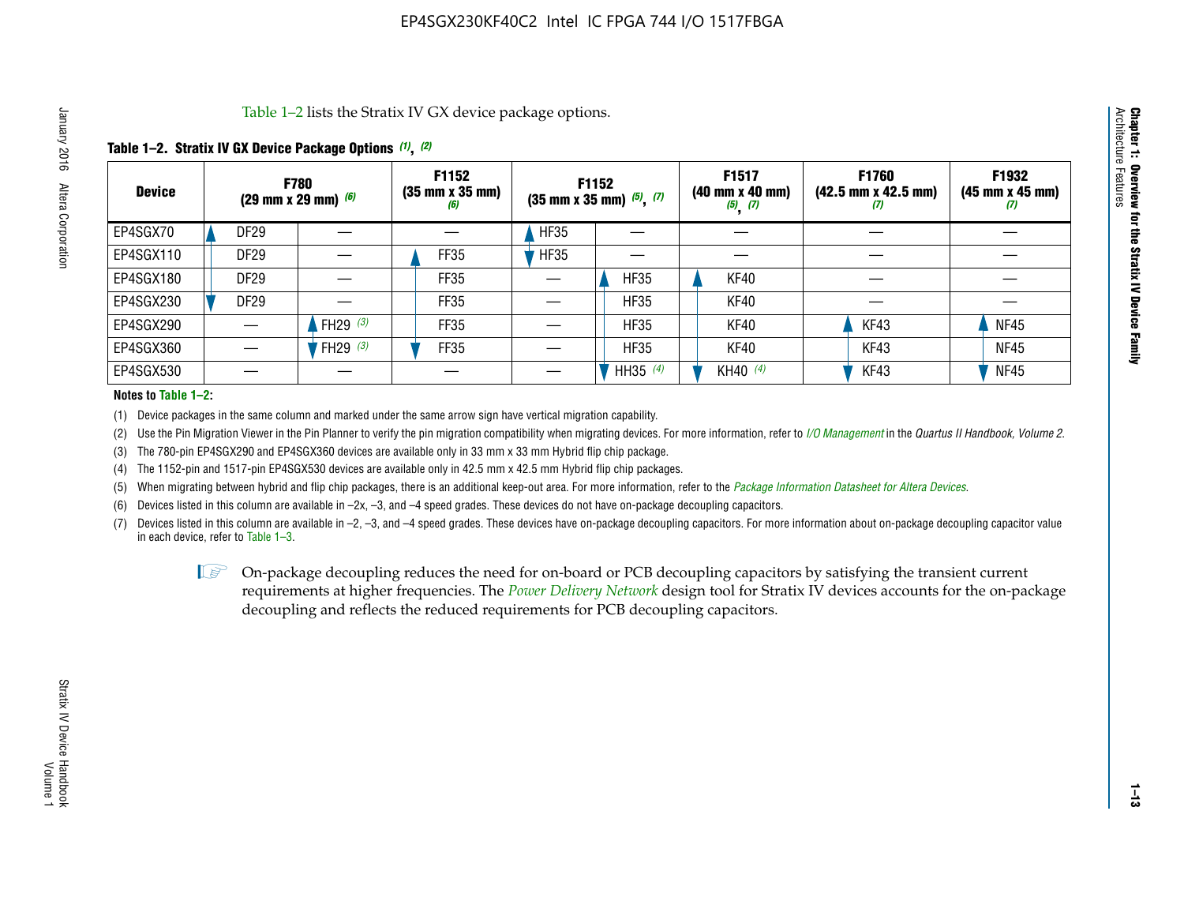Table 1–2 lists the Stratix IV GX device package options.

**Table 1–2. Stratix IV GX Device Package Options** *(1)*, *(2)*

| Device | F780 (29 mm x 29 mm) *(6)* | | F1152 (35 mm x 35 mm) *(6)* | F1152 (35 mm x 35 mm) *(5)*, *(7)* | | F1517 (40 mm x 40 mm) *(5)*, *(7)* | F1760 (42.5 mm x 42.5 mm) *(7)* | F1932 (45 mm x 45 mm) *(7)* |
|---|---|---|---|---|---|---|---|---|
| EP4SGX70 | DF29 | — | — | HF35 | — | — | — | — |
| EP4SGX110 | DF29 | — | FF35 | HF35 | — | — | — | — |
| EP4SGX180 | DF29 | — | FF35 | — | HF35 | KF40 | — | — |
| EP4SGX230 | DF29 | — | FF35 | — | HF35 | KF40 | — | — |
| EP4SGX290 | — | FH29 *(3)* | FF35 | — | HF35 | KF40 | KF43 | NF45 |
| EP4SGX360 | — | FH29 *(3)* | FF35 | — | HF35 | KF40 | KF43 | NF45 |
| EP4SGX530 | — | — | — | — | HH35 *(4)* | KH40 *(4)* | KF43 | NF45 |

**Notes to Table 1–2:**

(1) Device packages in the same column and marked under the same arrow sign have vertical migration capability.

(2) Use the Pin Migration Viewer in the Pin Planner to verify the pin migration compatibility when migrating devices. For more information, refer to *I/O Management* in the *Quartus II Handbook, Volume 2*.

(3) The 780-pin EP4SGX290 and EP4SGX360 devices are available only in 33 mm x 33 mm Hybrid flip chip package.

(4) The 1152-pin and 1517-pin EP4SGX530 devices are available only in 42.5 mm x 42.5 mm Hybrid flip chip packages.

(5) When migrating between hybrid and flip chip packages, there is an additional keep-out area. For more information, refer to the *Package Information Datasheet for Altera Devices*.

(6) Devices listed in this column are available in –2x, –3, and –4 speed grades. These devices do not have on-package decoupling capacitors.

(7) Devices listed in this column are available in –2, –3, and –4 speed grades. These devices have on-package decoupling capacitors. For more information about on-package decoupling capacitor value in each device, refer to Table 1–3.

On-package decoupling reduces the need for on-board or PCB decoupling capacitors by satisfying the transient current requirements at higher frequencies. The *Power Delivery Network* design tool for Stratix IV devices accounts for the on-package decoupling and reflects the reduced requirements for PCB decoupling capacitors.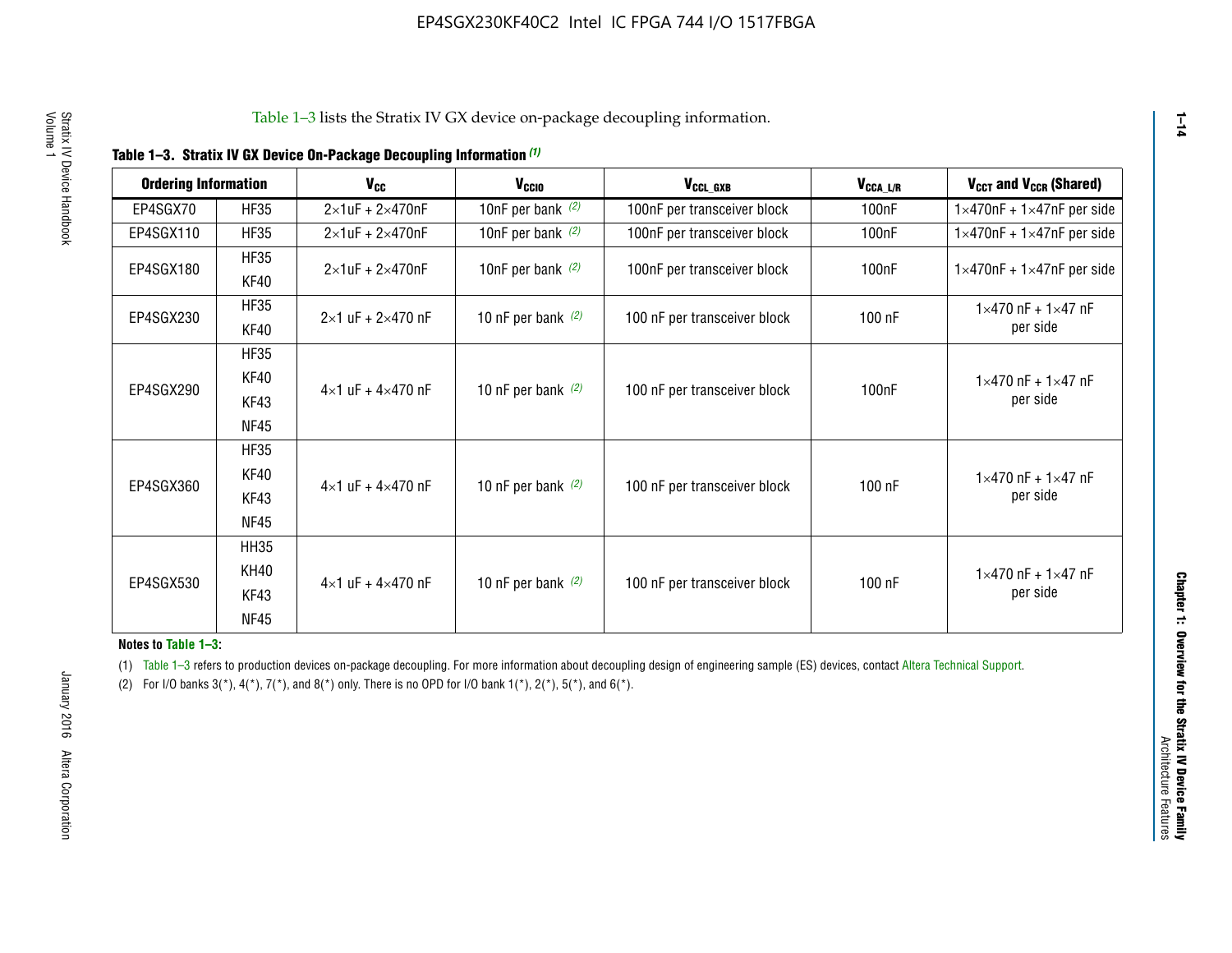Table 1–3 lists the Stratix IV GX device on-package decoupling information.

**Table 1–3. Stratix IV GX Device On-Package Decoupling Information (1)**

| Ordering Information | | $V_{CC}$ | $V_{CCIO}$ | $V_{CCL\_GXB}$ | $V_{CCA\_L/R}$ | $V_{CCT}$ and $V_{CCR}$ (Shared) |
|---|---|---|---|---|---|---|
| EP4SGX70 | HF35 | 2×1uF + 2×470nF | 10nF per bank (2) | 100nF per transceiver block | 100nF | 1×470nF + 1×47nF per side |
| EP4SGX110 | HF35 | 2×1uF + 2×470nF | 10nF per bank (2) | 100nF per transceiver block | 100nF | 1×470nF + 1×47nF per side |
| EP4SGX180 | HF35<br>KF40 | 2×1uF + 2×470nF | 10nF per bank (2) | 100nF per transceiver block | 100nF | 1×470nF + 1×47nF per side |
| EP4SGX230 | HF35<br>KF40 | 2×1 uF + 2×470 nF | 10 nF per bank (2) | 100 nF per transceiver block | 100 nF | 1×470 nF + 1×47 nF per side |
| EP4SGX290 | HF35<br>KF40<br>KF43<br>NF45 | 4×1 uF + 4×470 nF | 10 nF per bank (2) | 100 nF per transceiver block | 100nF | 1×470 nF + 1×47 nF per side |
| EP4SGX360 | HF35<br>KF40<br>KF43<br>NF45 | 4×1 uF + 4×470 nF | 10 nF per bank (2) | 100 nF per transceiver block | 100 nF | 1×470 nF + 1×47 nF per side |
| EP4SGX530 | HH35<br>KH40<br>KF43<br>NF45 | 4×1 uF + 4×470 nF | 10 nF per bank (2) | 100 nF per transceiver block | 100 nF | 1×470 nF + 1×47 nF per side |

**Notes to Table 1–3:**

(1) Table 1–3 refers to production devices on-package decoupling. For more information about decoupling design of engineering sample (ES) devices, contact Altera Technical Support.

(2) For I/O banks 3(*), 4(*), 7(*), and 8(*) only. There is no OPD for I/O bank 1(*), 2(*), 5(*), and 6(*).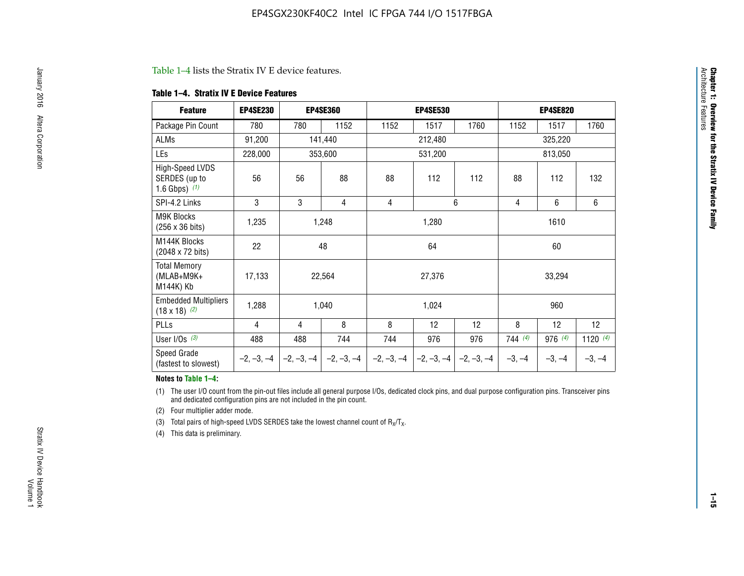Table 1–4 lists the Stratix IV E device features.

**Table 1–4. Stratix IV E Device Features**

| Feature | EP4SE230 | EP4SE360 | | EP4SE530 | | | EP4SE820 | | |
|---|---|---|---|---|---|---|---|---|---|
| Package Pin Count | 780 | 780 | 1152 | 1152 | 1517 | 1760 | 1152 | 1517 | 1760 |
| ALMs | 91,200 | 141,440 | | 212,480 | | | 325,220 | | |
| LEs | 228,000 | 353,600 | | 531,200 | | | 813,050 | | |
| High-Speed LVDS SERDES (up to 1.6 Gbps) (1) | 56 | 56 | 88 | 88 | 112 | 112 | 88 | 112 | 132 |
| SPI-4.2 Links | 3 | 3 | 4 | 4 | 6 | | 4 | 6 | 6 |
| M9K Blocks (256 x 36 bits) | 1,235 | 1,248 | | 1,280 | | | 1610 | | |
| M144K Blocks (2048 x 72 bits) | 22 | 48 | | 64 | | | 60 | | |
| Total Memory (MLAB+M9K+ M144K) Kb | 17,133 | 22,564 | | 27,376 | | | 33,294 | | |
| Embedded Multipliers (18 x 18) (2) | 1,288 | 1,040 | | 1,024 | | | 960 | | |
| PLLs | 4 | 4 | 8 | 8 | 12 | 12 | 8 | 12 | 12 |
| User I/Os (3) | 488 | 488 | 744 | 744 | 976 | 976 | 744 (4) | 976 (4) | 1120 (4) |
| Speed Grade (fastest to slowest) | –2, –3, –4 | –2, –3, –4 | –2, –3, –4 | –2, –3, –4 | –2, –3, –4 | –2, –3, –4 | –3, –4 | –3, –4 | –3, –4 |

**Notes to Table 1–4:**

(1) The user I/O count from the pin-out files include all general purpose I/Os, dedicated clock pins, and dual purpose configuration pins. Transceiver pins and dedicated configuration pins are not included in the pin count.

(2) Four multiplier adder mode.

(3) Total pairs of high-speed LVDS SERDES take the lowest channel count of $R_X/T_X$.

(4) This data is preliminary.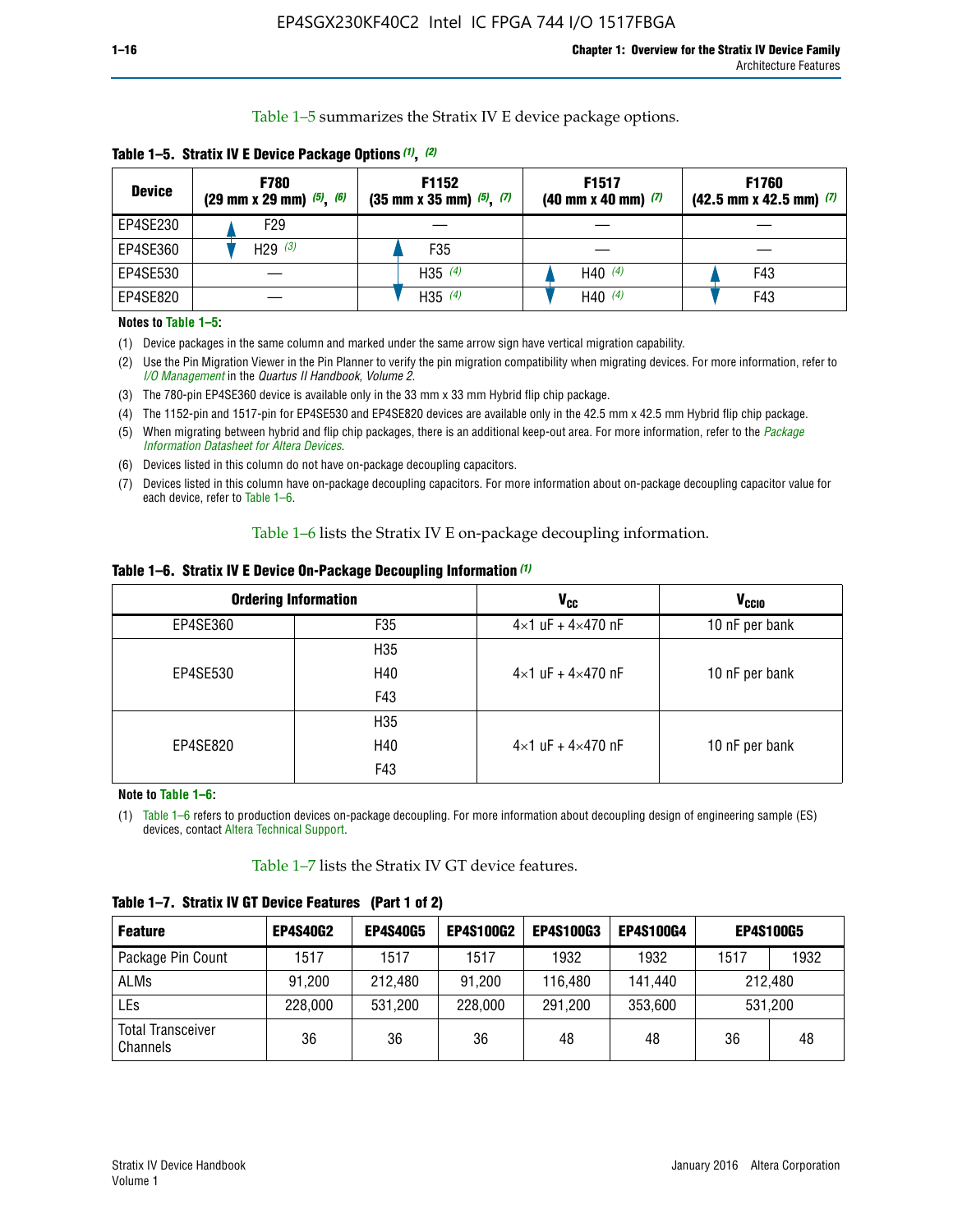Table 1–5 summarizes the Stratix IV E device package options.

**Table 1–5. Stratix IV E Device Package Options (1), (2)**

| Device | F780 (29 mm x 29 mm) (5), (6) | F1152 (35 mm x 35 mm) (5), (7) | F1517 (40 mm x 40 mm) (7) | F1760 (42.5 mm x 42.5 mm) (7) |
|---|---|---|---|---|
| EP4SE230 | F29 | — | — | — |
| EP4SE360 | H29 (3) | F35 | — | — |
| EP4SE530 | — | H35 (4) | H40 (4) | F43 |
| EP4SE820 | — | H35 (4) | H40 (4) | F43 |

**Notes to Table 1–5:**

(1) Device packages in the same column and marked under the same arrow sign have vertical migration capability.

(2) Use the Pin Migration Viewer in the Pin Planner to verify the pin migration compatibility when migrating devices. For more information, refer to *I/O Management* in the *Quartus II Handbook, Volume 2*.

(3) The 780-pin EP4SE360 device is available only in the 33 mm x 33 mm Hybrid flip chip package.

(4) The 1152-pin and 1517-pin for EP4SE530 and EP4SE820 devices are available only in the 42.5 mm x 42.5 mm Hybrid flip chip package.

(5) When migrating between hybrid and flip chip packages, there is an additional keep-out area. For more information, refer to the *Package Information Datasheet for Altera Devices*.

(6) Devices listed in this column do not have on-package decoupling capacitors.

(7) Devices listed in this column have on-package decoupling capacitors. For more information about on-package decoupling capacitor value for each device, refer to Table 1–6.

Table 1–6 lists the Stratix IV E on-package decoupling information.

**Table 1–6. Stratix IV E Device On-Package Decoupling Information (1)**

| Ordering Information | | $V_{CC}$ | $V_{CCIO}$ |
|---|---|---|---|
| EP4SE360 | F35 | 4×1 uF + 4×470 nF | 10 nF per bank |
| EP4SE530 | H35 | 4×1 uF + 4×470 nF | 10 nF per bank |
| | H40 | | |
| | F43 | | |
| EP4SE820 | H35 | 4×1 uF + 4×470 nF | 10 nF per bank |
| | H40 | | |
| | F43 | | |

**Note to Table 1–6:**

(1) Table 1–6 refers to production devices on-package decoupling. For more information about decoupling design of engineering sample (ES) devices, contact Altera Technical Support.

Table 1–7 lists the Stratix IV GT device features.

**Table 1–7. Stratix IV GT Device Features (Part 1 of 2)**

| Feature | EP4S40G2 | EP4S40G5 | EP4S100G2 | EP4S100G3 | EP4S100G4 | EP4S100G5 | |
|---|---|---|---|---|---|---|---|
| Package Pin Count | 1517 | 1517 | 1517 | 1932 | 1932 | 1517 | 1932 |
| ALMs | 91,200 | 212,480 | 91,200 | 116,480 | 141,440 | 212,480 | |
| LEs | 228,000 | 531,200 | 228,000 | 291,200 | 353,600 | 531,200 | |
| Total Transceiver Channels | 36 | 36 | 36 | 48 | 48 | 36 | 48 |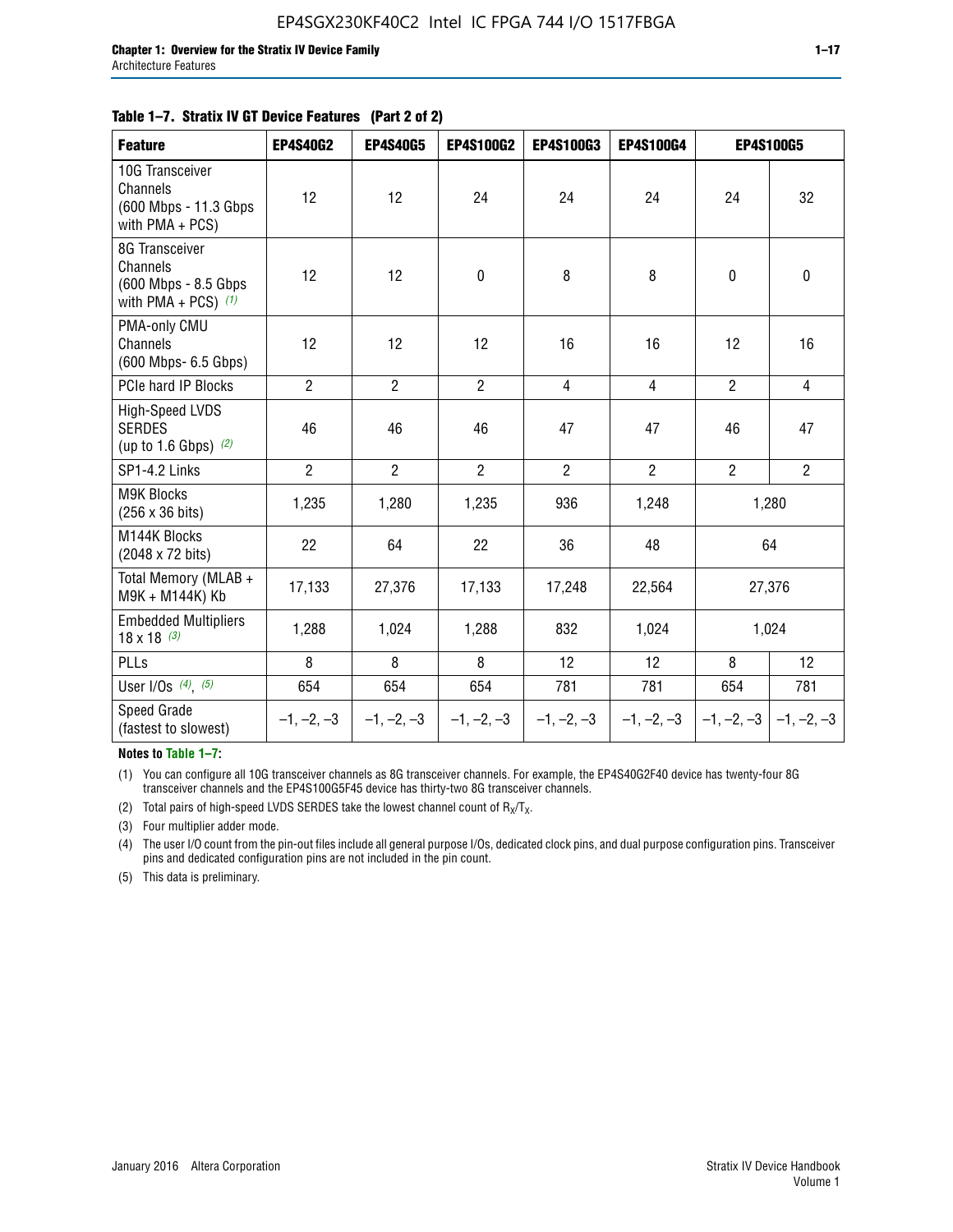**Table 1–7. Stratix IV GT Device Features (Part 2 of 2)**

| Feature | EP4S40G2 | EP4S40G5 | EP4S100G2 | EP4S100G3 | EP4S100G4 | EP4S100G5 | |
|---|---|---|---|---|---|---|---|
| 10G Transceiver Channels (600 Mbps - 11.3 Gbps with PMA + PCS) | 12 | 12 | 24 | 24 | 24 | 24 | 32 |
| 8G Transceiver Channels (600 Mbps - 8.5 Gbps with PMA + PCS) *(1)* | 12 | 12 | 0 | 8 | 8 | 0 | 0 |
| PMA-only CMU Channels (600 Mbps- 6.5 Gbps) | 12 | 12 | 12 | 16 | 16 | 12 | 16 |
| PCIe hard IP Blocks | 2 | 2 | 2 | 4 | 4 | 2 | 4 |
| High-Speed LVDS SERDES (up to 1.6 Gbps) *(2)* | 46 | 46 | 46 | 47 | 47 | 46 | 47 |
| SP1-4.2 Links | 2 | 2 | 2 | 2 | 2 | 2 | 2 |
| M9K Blocks (256 x 36 bits) | 1,235 | 1,280 | 1,235 | 936 | 1,248 | 1,280 | |
| M144K Blocks (2048 x 72 bits) | 22 | 64 | 22 | 36 | 48 | 64 | |
| Total Memory (MLAB + M9K + M144K) Kb | 17,133 | 27,376 | 17,133 | 17,248 | 22,564 | 27,376 | |
| Embedded Multipliers 18 x 18 *(3)* | 1,288 | 1,024 | 1,288 | 832 | 1,024 | 1,024 | |
| PLLs | 8 | 8 | 8 | 12 | 12 | 8 | 12 |
| User I/Os *(4)*, *(5)* | 654 | 654 | 654 | 781 | 781 | 654 | 781 |
| Speed Grade (fastest to slowest) | –1, –2, –3 | –1, –2, –3 | –1, –2, –3 | –1, –2, –3 | –1, –2, –3 | –1, –2, –3 | –1, –2, –3 |

**Notes to Table 1–7:**

(1) You can configure all 10G transceiver channels as 8G transceiver channels. For example, the EP4S40G2F40 device has twenty-four 8G transceiver channels and the EP4S100G5F45 device has thirty-two 8G transceiver channels.

(2) Total pairs of high-speed LVDS SERDES take the lowest channel count of $R_X/T_X$.

(3) Four multiplier adder mode.

(4) The user I/O count from the pin-out files include all general purpose I/Os, dedicated clock pins, and dual purpose configuration pins. Transceiver pins and dedicated configuration pins are not included in the pin count.

(5) This data is preliminary.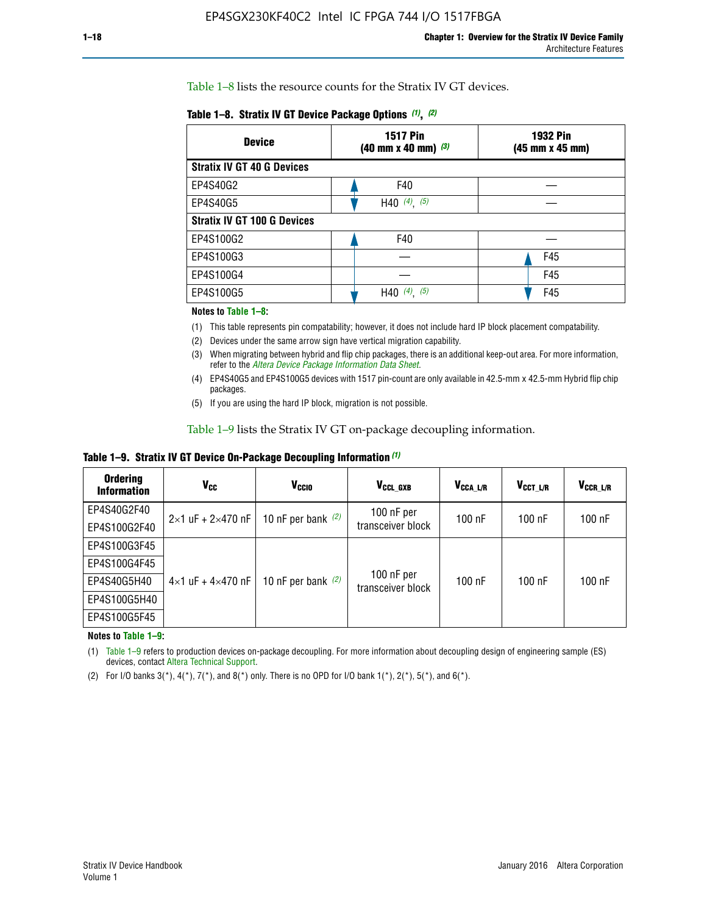Table 1–8 lists the resource counts for the Stratix IV GT devices.

**Table 1–8. Stratix IV GT Device Package Options (1), (2)**

| Device | 1517 Pin (40 mm x 40 mm) (3) | 1932 Pin (45 mm x 45 mm) |
|---|---|---|
| **Stratix IV GT 40 G Devices** | | |
| EP4S40G2 | F40 | — |
| EP4S40G5 | H40 (4), (5) | — |
| **Stratix IV GT 100 G Devices** | | |
| EP4S100G2 | F40 | — |
| EP4S100G3 | — | F45 |
| EP4S100G4 | — | F45 |
| EP4S100G5 | H40 (4), (5) | F45 |

**Notes to Table 1–8:**

(1) This table represents pin compatability; however, it does not include hard IP block placement compatability.

(2) Devices under the same arrow sign have vertical migration capability.

(3) When migrating between hybrid and flip chip packages, there is an additional keep-out area. For more information, refer to the *Altera Device Package Information Data Sheet*.

(4) EP4S40G5 and EP4S100G5 devices with 1517 pin-count are only available in 42.5-mm x 42.5-mm Hybrid flip chip packages.

(5) If you are using the hard IP block, migration is not possible.

Table 1–9 lists the Stratix IV GT on-package decoupling information.

**Table 1–9. Stratix IV GT Device On-Package Decoupling Information (1)**

| Ordering Information | $V_{CC}$ | $V_{CCIO}$ | $V_{CCL\_GXB}$ | $V_{CCA\_L/R}$ | $V_{CCT\_L/R}$ | $V_{CCR\_L/R}$ |
|---|---|---|---|---|---|---|
| EP4S40G2F40 | 2×1 uF + 2×470 nF | 10 nF per bank (2) | 100 nF per transceiver block | 100 nF | 100 nF | 100 nF |
| EP4S100G2F40 | | | | | | |
| EP4S100G3F45 | 4×1 uF + 4×470 nF | 10 nF per bank (2) | 100 nF per transceiver block | 100 nF | 100 nF | 100 nF |
| EP4S100G4F45 | | | | | | |
| EP4S40G5H40 | | | | | | |
| EP4S100G5H40 | | | | | | |
| EP4S100G5F45 | | | | | | |

**Notes to Table 1–9:**

(1) Table 1–9 refers to production devices on-package decoupling. For more information about decoupling design of engineering sample (ES) devices, contact Altera Technical Support.

(2) For I/O banks 3(*), 4(*), 7(*), and 8(*) only. There is no OPD for I/O bank 1(*), 2(*), 5(*), and 6(*).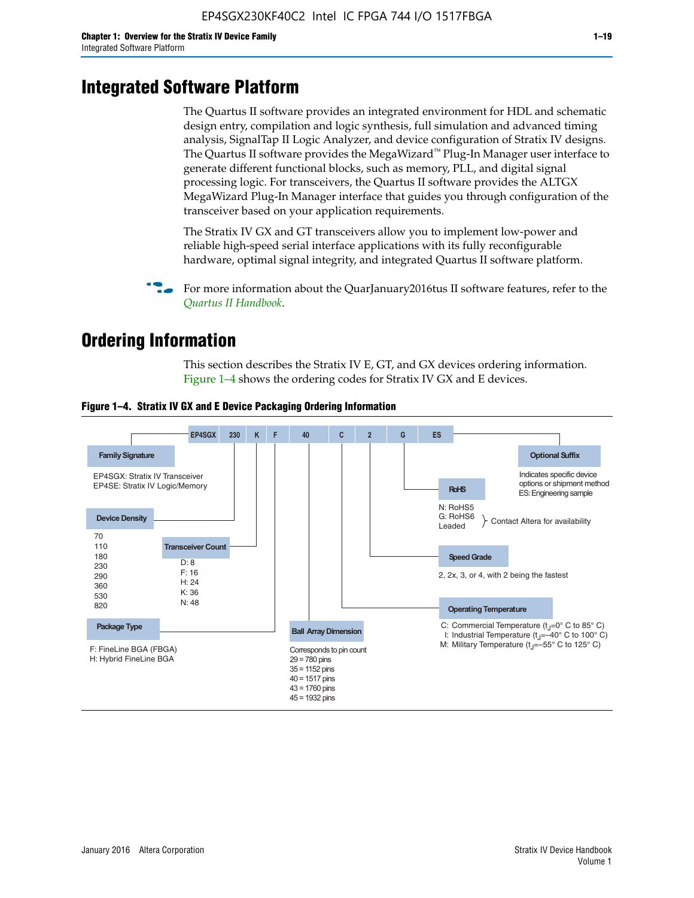# Integrated Software Platform

The Quartus II software provides an integrated environment for HDL and schematic design entry, compilation and logic synthesis, full simulation and advanced timing analysis, SignalTap II Logic Analyzer, and device configuration of Stratix IV designs. The Quartus II software provides the MegaWizard™ Plug-In Manager user interface to generate different functional blocks, such as memory, PLL, and digital signal processing logic. For transceivers, the Quartus II software provides the ALTGX MegaWizard Plug-In Manager interface that guides you through configuration of the transceiver based on your application requirements.

The Stratix IV GX and GT transceivers allow you to implement low-power and reliable high-speed serial interface applications with its fully reconfigurable hardware, optimal signal integrity, and integrated Quartus II software platform.

For more information about the QuarJanuary2016tus II software features, refer to the *Quartus II Handbook*.

# Ordering Information

This section describes the Stratix IV E, GT, and GX devices ordering information. Figure 1–4 shows the ordering codes for Stratix IV GX and E devices.

**Figure 1–4. Stratix IV GX and E Device Packaging Ordering Information**

EP4SGX 230 K F 40 C 2 G ES

**Family Signature**
- EP4SGX: Stratix IV Transceiver
- EP4SE: Stratix IV Logic/Memory

**Device Density**
70, 110, 180, 230, 290, 360, 530, 820

**Transceiver Count**
- D: 8
- F: 16
- H: 24
- K: 36
- N: 48

**Package Type**
- F: FineLine BGA (FBGA)
- H: Hybrid FineLine BGA

**Ball Array Dimension**
Corresponds to pin count
- 29 = 780 pins
- 35 = 1152 pins
- 40 = 1517 pins
- 43 = 1760 pins
- 45 = 1932 pins

**Operating Temperature**
- C: Commercial Temperature ($t_J$=0° C to 85° C)
- I: Industrial Temperature ($t_J$=–40° C to 100° C)
- M: Military Temperature ($t_J$=–55° C to 125° C)

**Speed Grade**
2, 2x, 3, or 4, with 2 being the fastest

**RoHS**
- N: RoHS5
- G: RoHS6
- Leaded

} Contact Altera for availability

**Optional Suffix**
Indicates specific device options or shipment method
ES: Engineering sample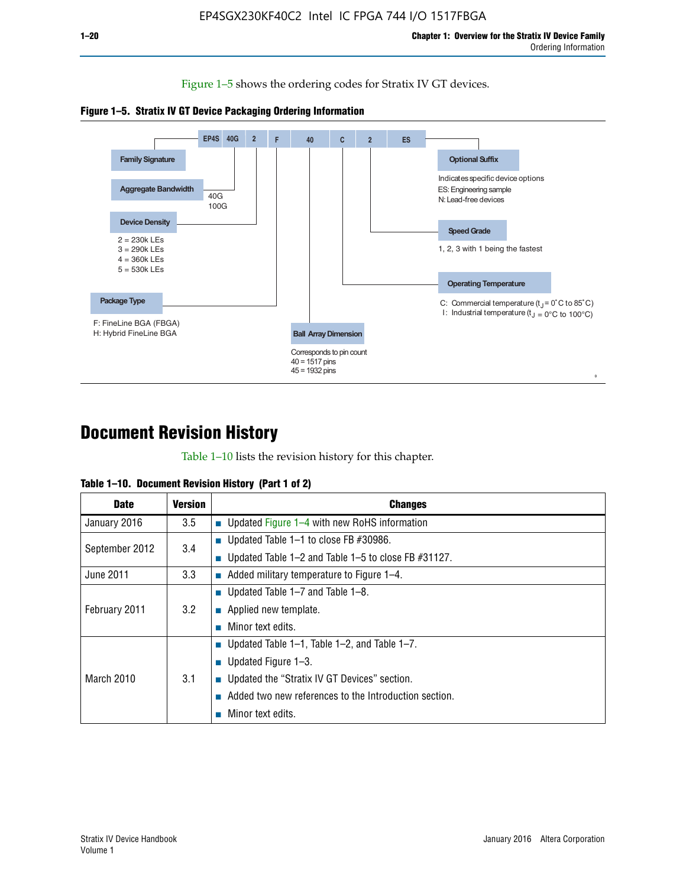Figure 1–5 shows the ordering codes for Stratix IV GT devices.

**Figure 1–5. Stratix IV GT Device Packaging Ordering Information**

EP4S 40G 2 F 40 C 2 ES

- **Family Signature**
- **Aggregate Bandwidth**
  - 40G
  - 100G
- **Device Density**
  - 2 = 230k LEs
  - 3 = 290k LEs
  - 4 = 360k LEs
  - 5 = 530k LEs
- **Package Type**
  - F: FineLine BGA (FBGA)
  - H: Hybrid FineLine BGA
- **Ball Array Dimension**
  - Corresponds to pin count
  - 40 = 1517 pins
  - 45 = 1932 pins
- **Operating Temperature**
  - C: Commercial temperature ($t_J$ = 0°C to 85°C)
  - I: Industrial temperature ($t_J$ = 0°C to 100°C)
- **Speed Grade**
  - 1, 2, 3 with 1 being the fastest
- **Optional Suffix**
  - Indicates specific device options
  - ES: Engineering sample
  - N: Lead-free devices

# Document Revision History

Table 1–10 lists the revision history for this chapter.

**Table 1–10. Document Revision History (Part 1 of 2)**

| Date | Version | Changes |
|---|---|---|
| January 2016 | 3.5 | ■ Updated Figure 1–4 with new RoHS information |
| September 2012 | 3.4 | ■ Updated Table 1–1 to close FB #30986.<br>■ Updated Table 1–2 and Table 1–5 to close FB #31127. |
| June 2011 | 3.3 | ■ Added military temperature to Figure 1–4. |
| February 2011 | 3.2 | ■ Updated Table 1–7 and Table 1–8.<br>■ Applied new template.<br>■ Minor text edits. |
| March 2010 | 3.1 | ■ Updated Table 1–1, Table 1–2, and Table 1–7.<br>■ Updated Figure 1–3.<br>■ Updated the "Stratix IV GT Devices" section.<br>■ Added two new references to the Introduction section.<br>■ Minor text edits. |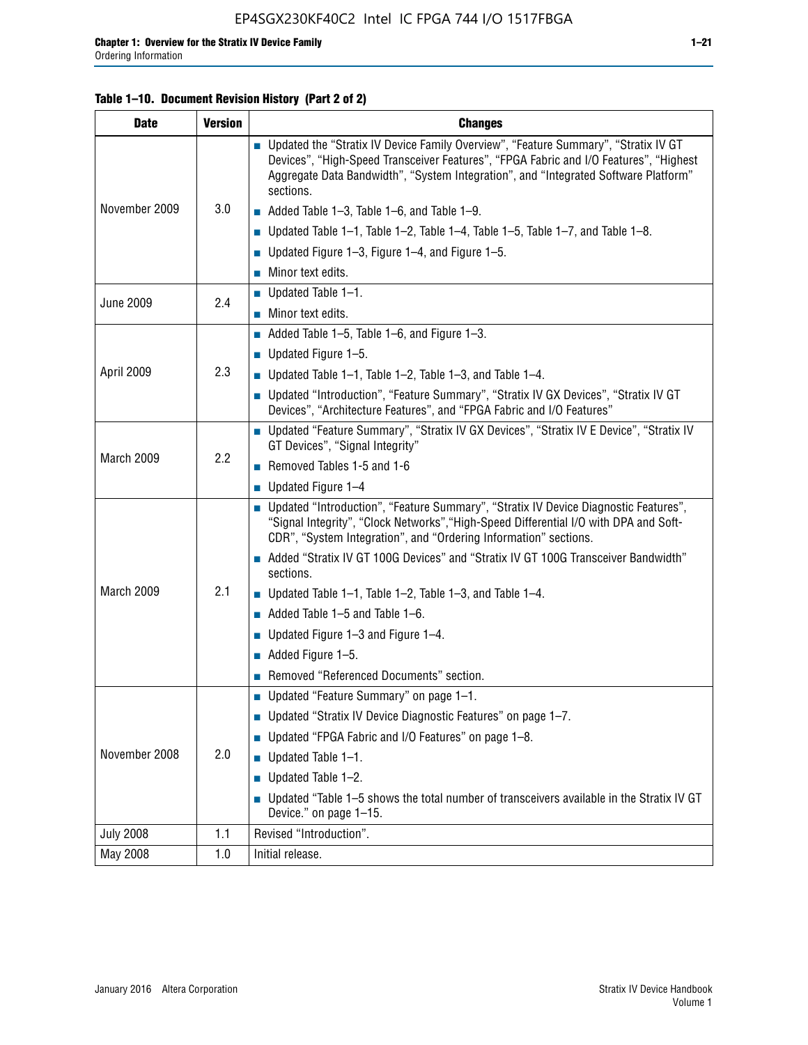**Table 1–10. Document Revision History (Part 2 of 2)**

| Date | Version | Changes |
|---|---|---|
| November 2009 | 3.0 | ■ Updated the “Stratix IV Device Family Overview”, “Feature Summary”, “Stratix IV GT Devices”, “High-Speed Transceiver Features”, “FPGA Fabric and I/O Features”, “Highest Aggregate Data Bandwidth”, “System Integration”, and “Integrated Software Platform” sections. ■ Added Table 1–3, Table 1–6, and Table 1–9. ■ Updated Table 1–1, Table 1–2, Table 1–4, Table 1–5, Table 1–7, and Table 1–8. ■ Updated Figure 1–3, Figure 1–4, and Figure 1–5. ■ Minor text edits. |
| June 2009 | 2.4 | ■ Updated Table 1–1. ■ Minor text edits. |
| April 2009 | 2.3 | ■ Added Table 1–5, Table 1–6, and Figure 1–3. ■ Updated Figure 1–5. ■ Updated Table 1–1, Table 1–2, Table 1–3, and Table 1–4. ■ Updated “Introduction”, “Feature Summary”, “Stratix IV GX Devices”, “Stratix IV GT Devices”, “Architecture Features”, and “FPGA Fabric and I/O Features” |
| March 2009 | 2.2 | ■ Updated “Feature Summary”, “Stratix IV GX Devices”, “Stratix IV E Device”, “Stratix IV GT Devices”, “Signal Integrity” ■ Removed Tables 1-5 and 1-6 ■ Updated Figure 1–4 |
| March 2009 | 2.1 | ■ Updated “Introduction”, “Feature Summary”, “Stratix IV Device Diagnostic Features”, “Signal Integrity”, “Clock Networks”,“High-Speed Differential I/O with DPA and Soft-CDR”, “System Integration”, and “Ordering Information” sections. ■ Added “Stratix IV GT 100G Devices” and “Stratix IV GT 100G Transceiver Bandwidth” sections. ■ Updated Table 1–1, Table 1–2, Table 1–3, and Table 1–4. ■ Added Table 1–5 and Table 1–6. ■ Updated Figure 1–3 and Figure 1–4. ■ Added Figure 1–5. ■ Removed “Referenced Documents” section. |
| November 2008 | 2.0 | ■ Updated “Feature Summary” on page 1–1. ■ Updated “Stratix IV Device Diagnostic Features” on page 1–7. ■ Updated “FPGA Fabric and I/O Features” on page 1–8. ■ Updated Table 1–1. ■ Updated Table 1–2. ■ Updated “Table 1–5 shows the total number of transceivers available in the Stratix IV GT Device.” on page 1–15. |
| July 2008 | 1.1 | Revised “Introduction”. |
| May 2008 | 1.0 | Initial release. |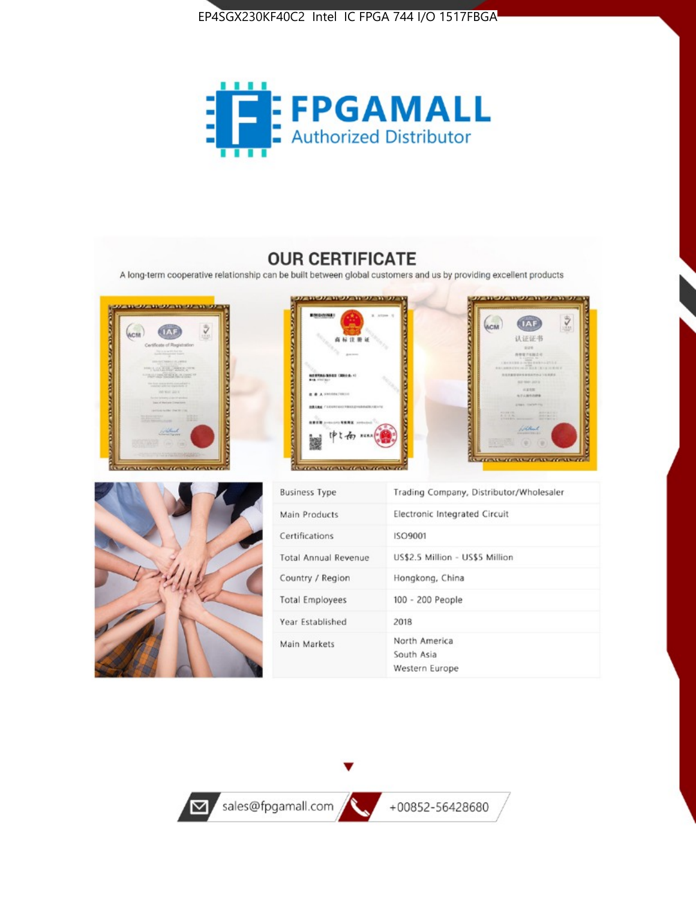FPGAMALL
Authorized Distributor

## OUR CERTIFICATE

A long-term cooperative relationship can be built between global customers and us by providing excellent products

| | |
|---|---|
| Business Type | Trading Company, Distributor/Wholesaler |
| Main Products | Electronic Integrated Circuit |
| Certifications | ISO9001 |
| Total Annual Revenue | US$2.5 Million - US$5 Million |
| Country / Region | Hongkong, China |
| Total Employees | 100 - 200 People |
| Year Established | 2018 |
| Main Markets | North America<br>South Asia<br>Western Europe |

sales@fpgamall.com +00852-56428680